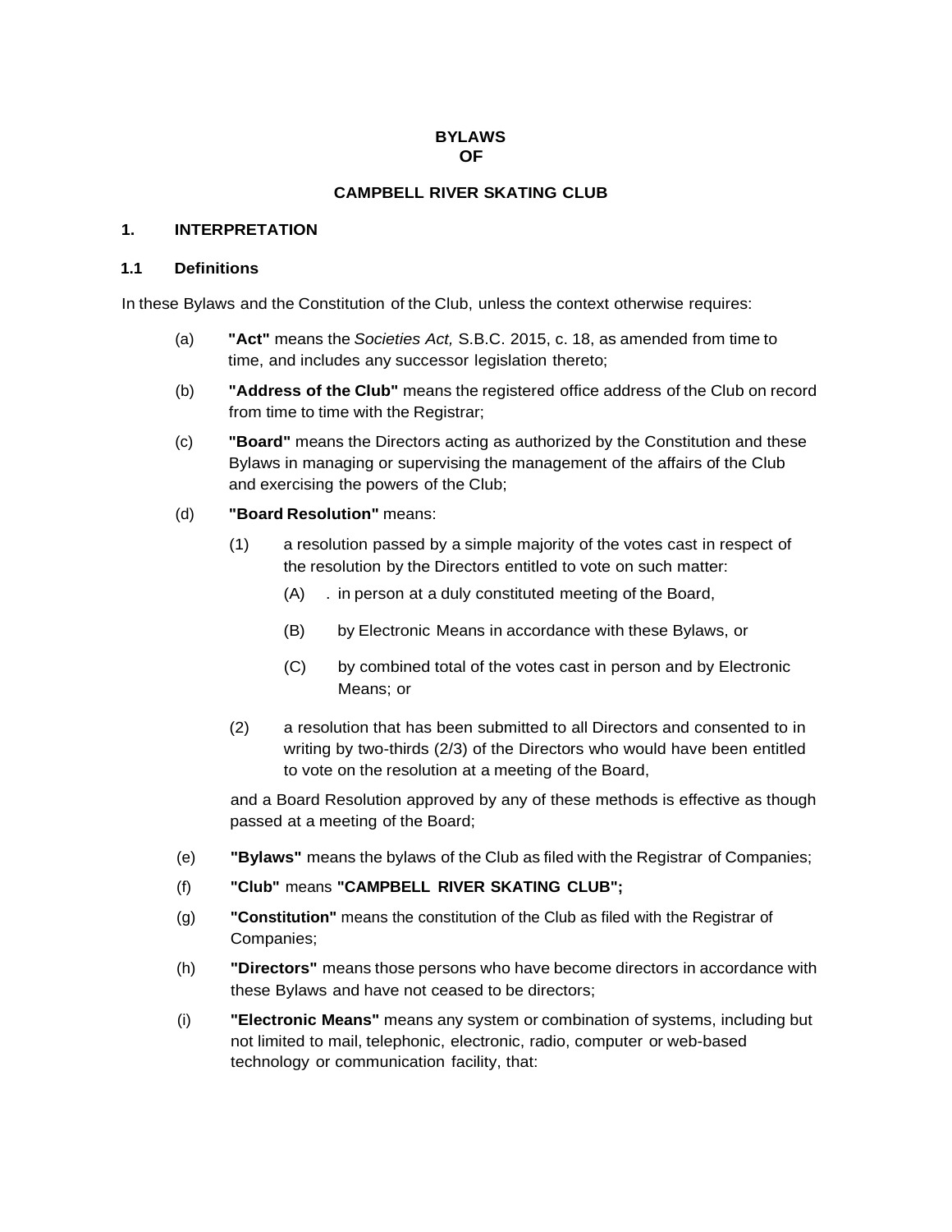# BYLAWS OF

# CAMPBELL RIVER SKATING CLUB

## 1. INTERPRETATION

### 1.1 Definitions

In these Bylaws and the Constitution of the Club, unless the context otherwise requires:

(a) **"Act"** means the *Societies Act,* S.B.C. 2015, c. 18, as amended from time to time, and includes any successor legislation thereto;

(b) **"Address of the Club"** means the registered office address of the Club on record from time to time with the Registrar;

(c) **"Board"** means the Directors acting as authorized by the Constitution and these Bylaws in managing or supervising the management of the affairs of the Club and exercising the powers of the Club;

(d) **"Board Resolution"** means:

(1) a resolution passed by a simple majority of the votes cast in respect of the resolution by the Directors entitled to vote on such matter:

(A) . in person at a duly constituted meeting of the Board,

(B) by Electronic Means in accordance with these Bylaws, or

(C) by combined total of the votes cast in person and by Electronic Means; or

(2) a resolution that has been submitted to all Directors and consented to in writing by two-thirds (2/3) of the Directors who would have been entitled to vote on the resolution at a meeting of the Board,

and a Board Resolution approved by any of these methods is effective as though passed at a meeting of the Board;

(e) **"Bylaws"** means the bylaws of the Club as filed with the Registrar of Companies;

(f) **"Club"** means **"CAMPBELL RIVER SKATING CLUB";**

(g) **"Constitution"** means the constitution of the Club as filed with the Registrar of Companies;

(h) **"Directors"** means those persons who have become directors in accordance with these Bylaws and have not ceased to be directors;

(i) **"Electronic Means"** means any system or combination of systems, including but not limited to mail, telephonic, electronic, radio, computer or web-based technology or communication facility, that: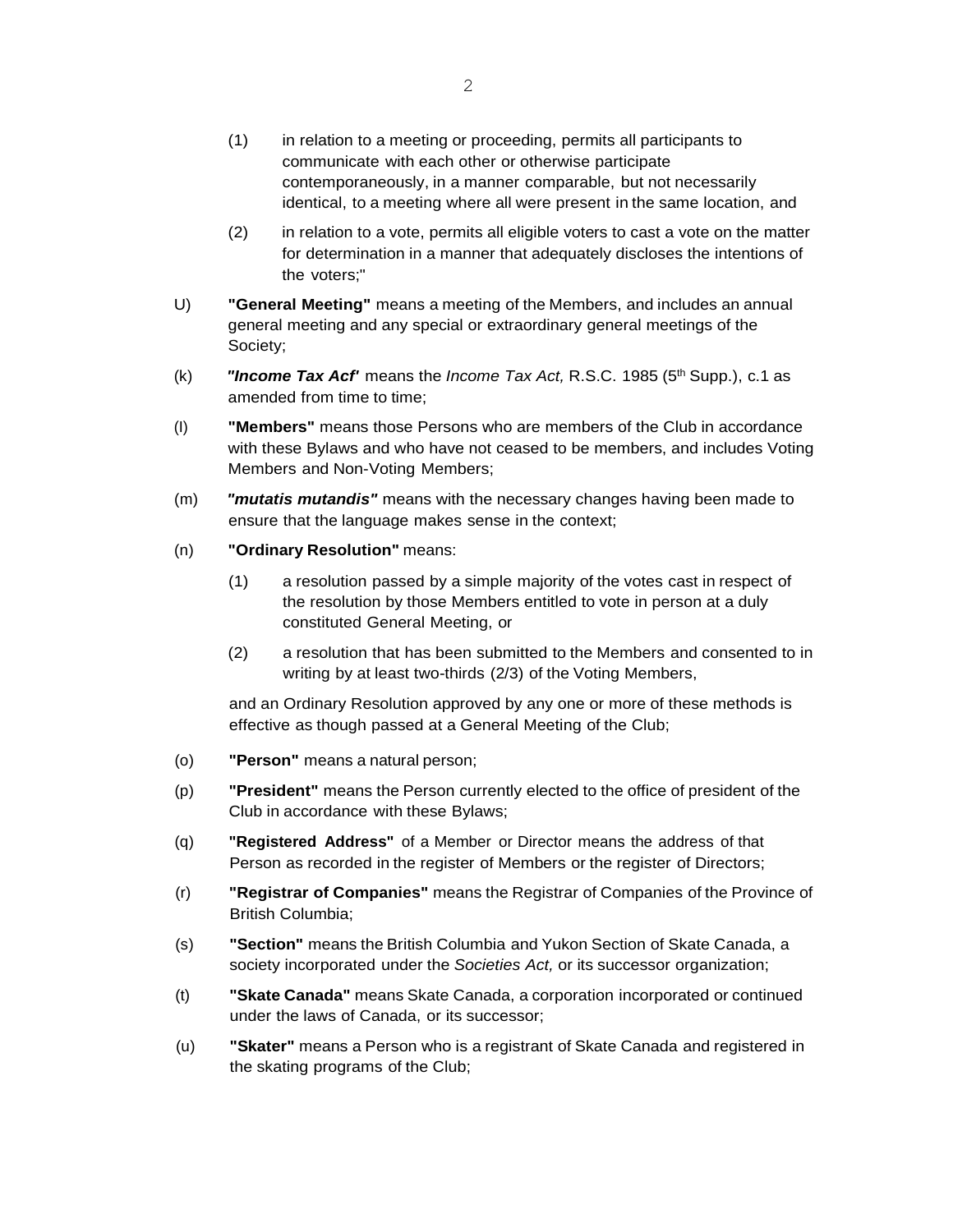(1) in relation to a meeting or proceeding, permits all participants to communicate with each other or otherwise participate contemporaneously, in a manner comparable, but not necessarily identical, to a meeting where all were present in the same location, and

(2) in relation to a vote, permits all eligible voters to cast a vote on the matter for determination in a manner that adequately discloses the intentions of the voters;"

U) **"General Meeting"** means a meeting of the Members, and includes an annual general meeting and any special or extraordinary general meetings of the Society;

(k) ***"Income Tax Acf'*** means the *Income Tax Act,* R.S.C. 1985 (5th Supp.), c.1 as amended from time to time;

(l) **"Members"** means those Persons who are members of the Club in accordance with these Bylaws and who have not ceased to be members, and includes Voting Members and Non-Voting Members;

(m) ***"mutatis mutandis"*** means with the necessary changes having been made to ensure that the language makes sense in the context;

(n) **"Ordinary Resolution"** means:

(1) a resolution passed by a simple majority of the votes cast in respect of the resolution by those Members entitled to vote in person at a duly constituted General Meeting, or

(2) a resolution that has been submitted to the Members and consented to in writing by at least two-thirds (2/3) of the Voting Members,

and an Ordinary Resolution approved by any one or more of these methods is effective as though passed at a General Meeting of the Club;

(o) **"Person"** means a natural person;

(p) **"President"** means the Person currently elected to the office of president of the Club in accordance with these Bylaws;

(q) **"Registered Address"** of a Member or Director means the address of that Person as recorded in the register of Members or the register of Directors;

(r) **"Registrar of Companies"** means the Registrar of Companies of the Province of British Columbia;

(s) **"Section"** means the British Columbia and Yukon Section of Skate Canada, a society incorporated under the *Societies Act,* or its successor organization;

(t) **"Skate Canada"** means Skate Canada, a corporation incorporated or continued under the laws of Canada, or its successor;

(u) **"Skater"** means a Person who is a registrant of Skate Canada and registered in the skating programs of the Club;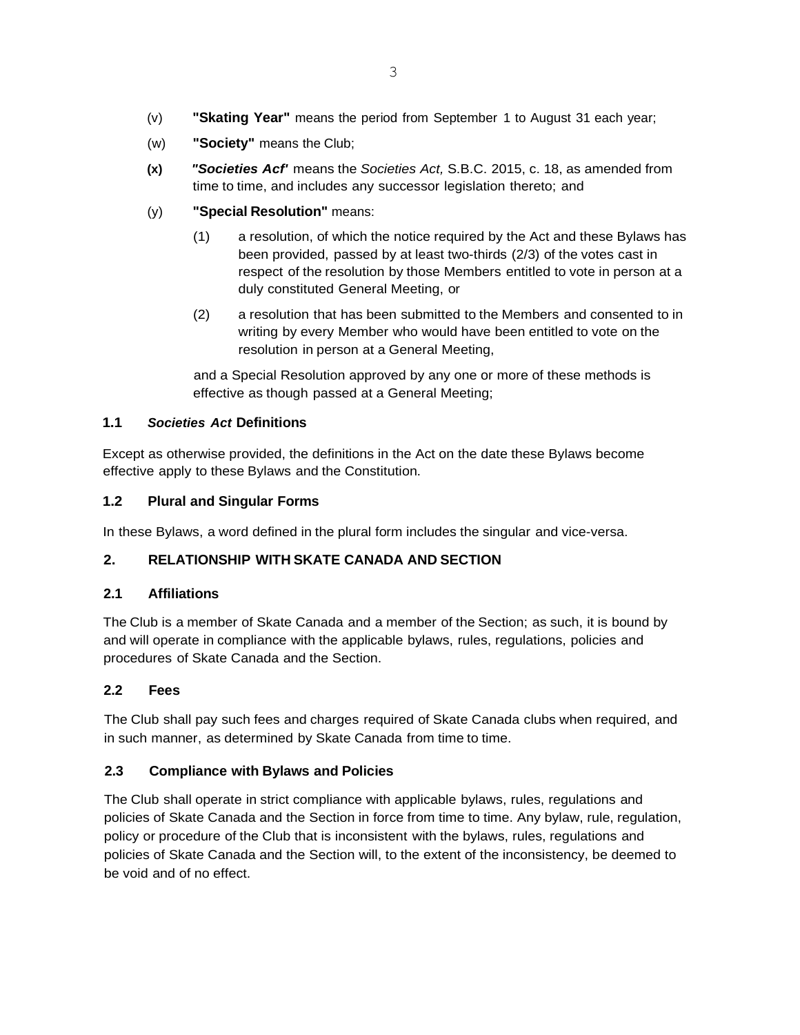(v) **"Skating Year"** means the period from September 1 to August 31 each year;

(w) **"Society"** means the Club;

**(x)** ***"Societies Acf'*** means the *Societies Act,* S.B.C. 2015, c. 18, as amended from time to time, and includes any successor legislation thereto; and

(y) **"Special Resolution"** means:

(1) a resolution, of which the notice required by the Act and these Bylaws has been provided, passed by at least two-thirds (2/3) of the votes cast in respect of the resolution by those Members entitled to vote in person at a duly constituted General Meeting, or

(2) a resolution that has been submitted to the Members and consented to in writing by every Member who would have been entitled to vote on the resolution in person at a General Meeting,

and a Special Resolution approved by any one or more of these methods is effective as though passed at a General Meeting;

### 1.1 *Societies Act* Definitions

Except as otherwise provided, the definitions in the Act on the date these Bylaws become effective apply to these Bylaws and the Constitution.

### 1.2 Plural and Singular Forms

In these Bylaws, a word defined in the plural form includes the singular and vice-versa.

## 2. RELATIONSHIP WITH SKATE CANADA AND SECTION

### 2.1 Affiliations

The Club is a member of Skate Canada and a member of the Section; as such, it is bound by and will operate in compliance with the applicable bylaws, rules, regulations, policies and procedures of Skate Canada and the Section.

### 2.2 Fees

The Club shall pay such fees and charges required of Skate Canada clubs when required, and in such manner, as determined by Skate Canada from time to time.

### 2.3 Compliance with Bylaws and Policies

The Club shall operate in strict compliance with applicable bylaws, rules, regulations and policies of Skate Canada and the Section in force from time to time. Any bylaw, rule, regulation, policy or procedure of the Club that is inconsistent with the bylaws, rules, regulations and policies of Skate Canada and the Section will, to the extent of the inconsistency, be deemed to be void and of no effect.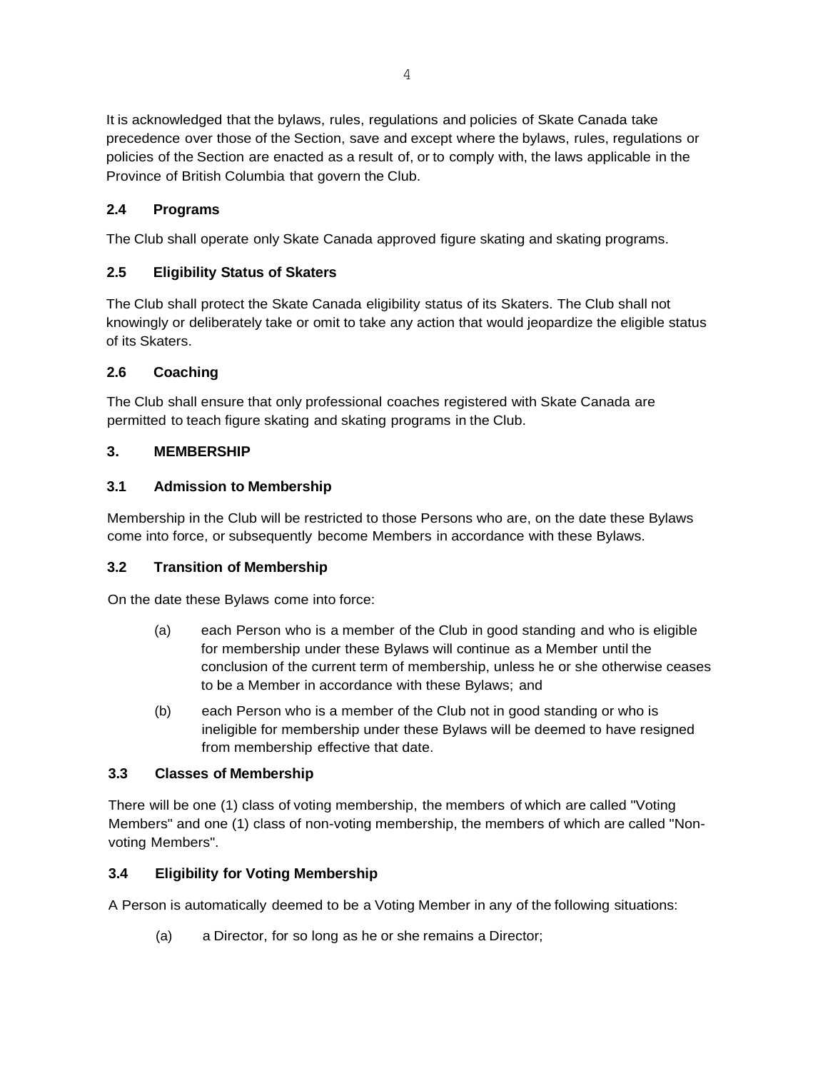It is acknowledged that the bylaws, rules, regulations and policies of Skate Canada take precedence over those of the Section, save and except where the bylaws, rules, regulations or policies of the Section are enacted as a result of, or to comply with, the laws applicable in the Province of British Columbia that govern the Club.

### 2.4 Programs

The Club shall operate only Skate Canada approved figure skating and skating programs.

### 2.5 Eligibility Status of Skaters

The Club shall protect the Skate Canada eligibility status of its Skaters. The Club shall not knowingly or deliberately take or omit to take any action that would jeopardize the eligible status of its Skaters.

### 2.6 Coaching

The Club shall ensure that only professional coaches registered with Skate Canada are permitted to teach figure skating and skating programs in the Club.

## 3. MEMBERSHIP

### 3.1 Admission to Membership

Membership in the Club will be restricted to those Persons who are, on the date these Bylaws come into force, or subsequently become Members in accordance with these Bylaws.

### 3.2 Transition of Membership

On the date these Bylaws come into force:

(a) each Person who is a member of the Club in good standing and who is eligible for membership under these Bylaws will continue as a Member until the conclusion of the current term of membership, unless he or she otherwise ceases to be a Member in accordance with these Bylaws; and

(b) each Person who is a member of the Club not in good standing or who is ineligible for membership under these Bylaws will be deemed to have resigned from membership effective that date.

### 3.3 Classes of Membership

There will be one (1) class of voting membership, the members of which are called "Voting Members" and one (1) class of non-voting membership, the members of which are called "Non-voting Members".

### 3.4 Eligibility for Voting Membership

A Person is automatically deemed to be a Voting Member in any of the following situations:

(a) a Director, for so long as he or she remains a Director;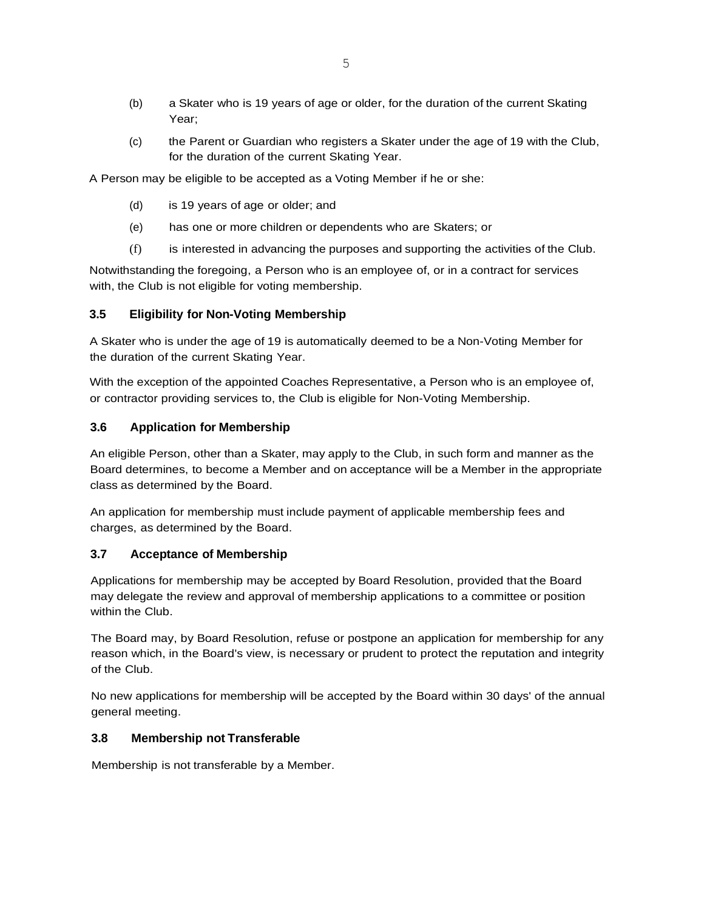(b) a Skater who is 19 years of age or older, for the duration of the current Skating Year;

(c) the Parent or Guardian who registers a Skater under the age of 19 with the Club, for the duration of the current Skating Year.

A Person may be eligible to be accepted as a Voting Member if he or she:

(d) is 19 years of age or older; and

(e) has one or more children or dependents who are Skaters; or

(f) is interested in advancing the purposes and supporting the activities of the Club.

Notwithstanding the foregoing, a Person who is an employee of, or in a contract for services with, the Club is not eligible for voting membership.

### 3.5 Eligibility for Non-Voting Membership

A Skater who is under the age of 19 is automatically deemed to be a Non-Voting Member for the duration of the current Skating Year.

With the exception of the appointed Coaches Representative, a Person who is an employee of, or contractor providing services to, the Club is eligible for Non-Voting Membership.

### 3.6 Application for Membership

An eligible Person, other than a Skater, may apply to the Club, in such form and manner as the Board determines, to become a Member and on acceptance will be a Member in the appropriate class as determined by the Board.

An application for membership must include payment of applicable membership fees and charges, as determined by the Board.

### 3.7 Acceptance of Membership

Applications for membership may be accepted by Board Resolution, provided that the Board may delegate the review and approval of membership applications to a committee or position within the Club.

The Board may, by Board Resolution, refuse or postpone an application for membership for any reason which, in the Board's view, is necessary or prudent to protect the reputation and integrity of the Club.

No new applications for membership will be accepted by the Board within 30 days' of the annual general meeting.

### 3.8 Membership not Transferable

Membership is not transferable by a Member.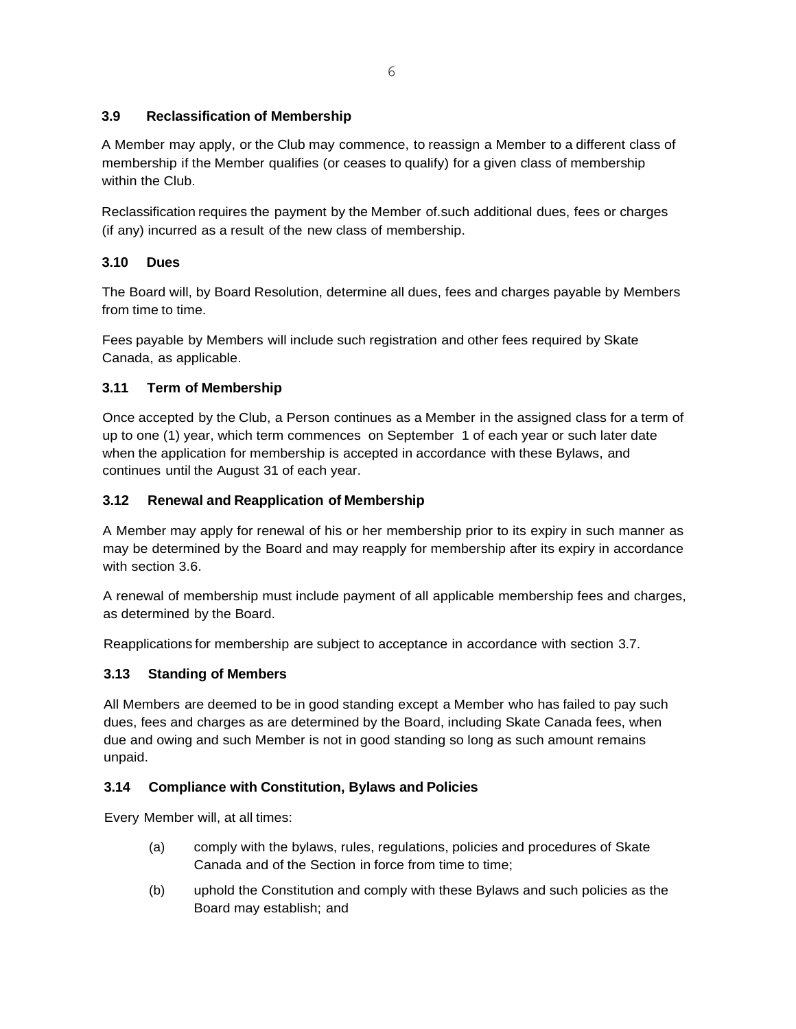### 3.9 Reclassification of Membership

A Member may apply, or the Club may commence, to reassign a Member to a different class of membership if the Member qualifies (or ceases to qualify) for a given class of membership within the Club.

Reclassification requires the payment by the Member of.such additional dues, fees or charges (if any) incurred as a result of the new class of membership.

### 3.10 Dues

The Board will, by Board Resolution, determine all dues, fees and charges payable by Members from time to time.

Fees payable by Members will include such registration and other fees required by Skate Canada, as applicable.

### 3.11 Term of Membership

Once accepted by the Club, a Person continues as a Member in the assigned class for a term of up to one (1) year, which term commences on September 1 of each year or such later date when the application for membership is accepted in accordance with these Bylaws, and continues until the August 31 of each year.

### 3.12 Renewal and Reapplication of Membership

A Member may apply for renewal of his or her membership prior to its expiry in such manner as may be determined by the Board and may reapply for membership after its expiry in accordance with section 3.6.

A renewal of membership must include payment of all applicable membership fees and charges, as determined by the Board.

Reapplications for membership are subject to acceptance in accordance with section 3.7.

### 3.13 Standing of Members

All Members are deemed to be in good standing except a Member who has failed to pay such dues, fees and charges as are determined by the Board, including Skate Canada fees, when due and owing and such Member is not in good standing so long as such amount remains unpaid.

### 3.14 Compliance with Constitution, Bylaws and Policies

Every Member will, at all times:

(a) comply with the bylaws, rules, regulations, policies and procedures of Skate Canada and of the Section in force from time to time;

(b) uphold the Constitution and comply with these Bylaws and such policies as the Board may establish; and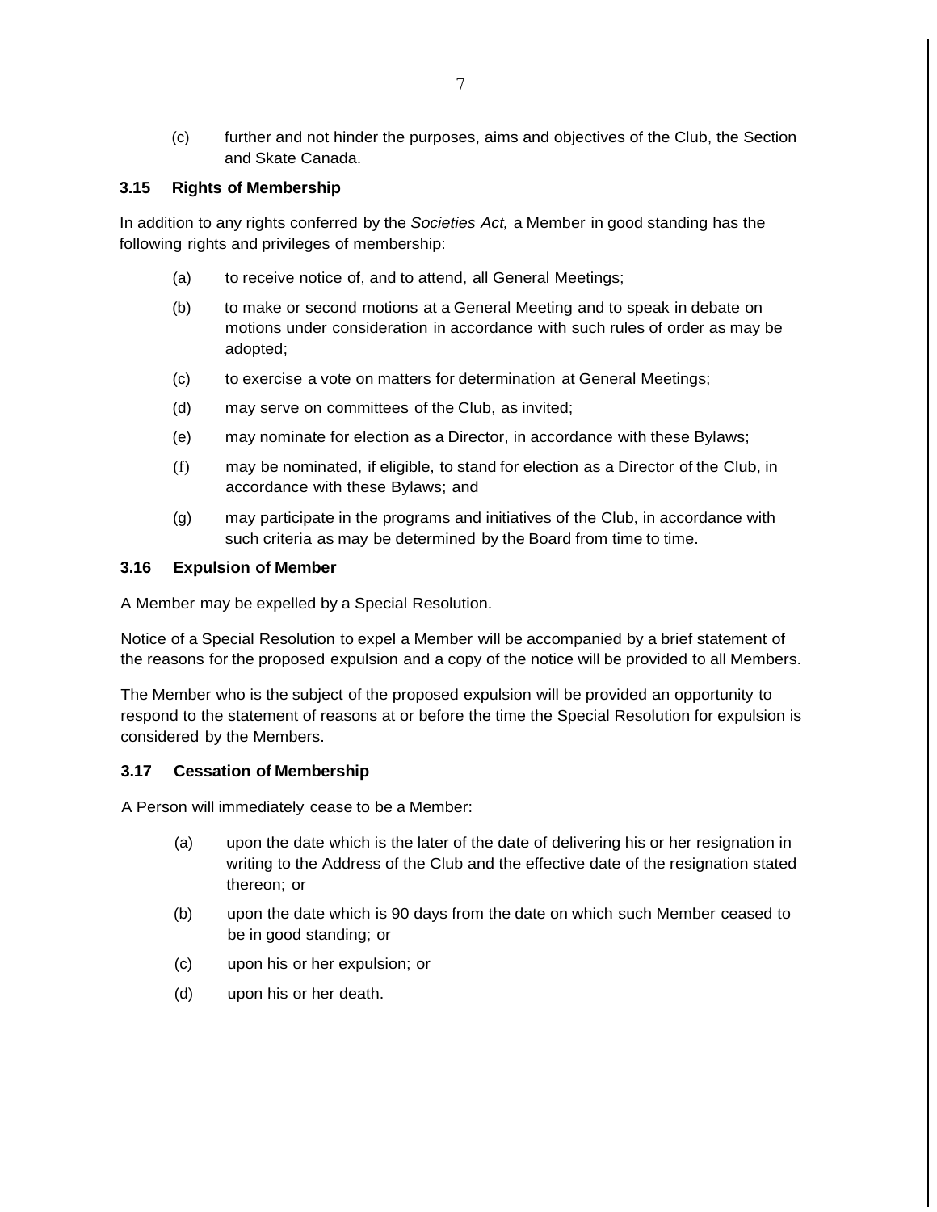(c) further and not hinder the purposes, aims and objectives of the Club, the Section and Skate Canada.

### 3.15 Rights of Membership

In addition to any rights conferred by the *Societies Act,* a Member in good standing has the following rights and privileges of membership:

(a) to receive notice of, and to attend, all General Meetings;

(b) to make or second motions at a General Meeting and to speak in debate on motions under consideration in accordance with such rules of order as may be adopted;

(c) to exercise a vote on matters for determination at General Meetings;

(d) may serve on committees of the Club, as invited;

(e) may nominate for election as a Director, in accordance with these Bylaws;

(f) may be nominated, if eligible, to stand for election as a Director of the Club, in accordance with these Bylaws; and

(g) may participate in the programs and initiatives of the Club, in accordance with such criteria as may be determined by the Board from time to time.

### 3.16 Expulsion of Member

A Member may be expelled by a Special Resolution.

Notice of a Special Resolution to expel a Member will be accompanied by a brief statement of the reasons for the proposed expulsion and a copy of the notice will be provided to all Members.

The Member who is the subject of the proposed expulsion will be provided an opportunity to respond to the statement of reasons at or before the time the Special Resolution for expulsion is considered by the Members.

### 3.17 Cessation of Membership

A Person will immediately cease to be a Member:

(a) upon the date which is the later of the date of delivering his or her resignation in writing to the Address of the Club and the effective date of the resignation stated thereon; or

(b) upon the date which is 90 days from the date on which such Member ceased to be in good standing; or

(c) upon his or her expulsion; or

(d) upon his or her death.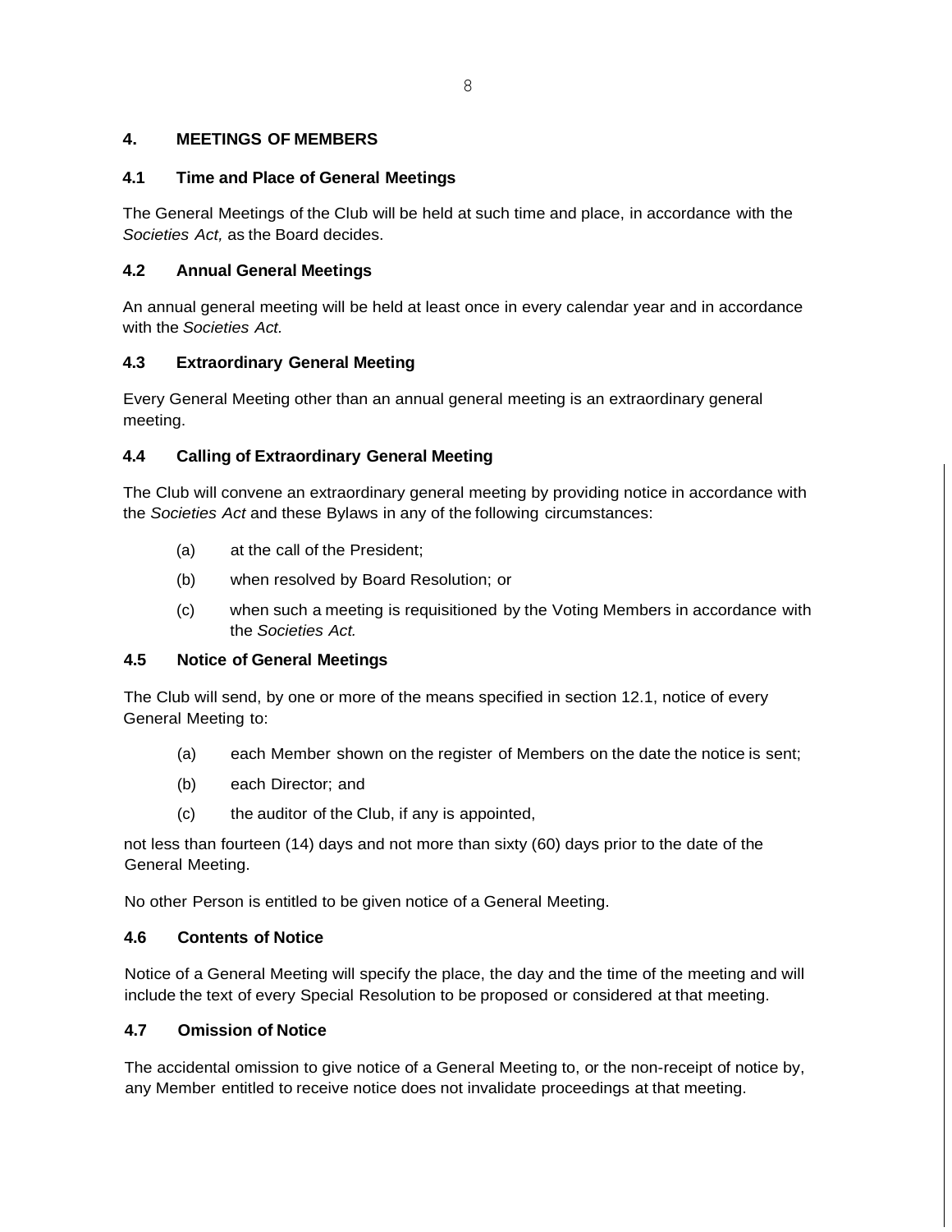## 4. MEETINGS OF MEMBERS

### 4.1 Time and Place of General Meetings

The General Meetings of the Club will be held at such time and place, in accordance with the *Societies Act,* as the Board decides.

### 4.2 Annual General Meetings

An annual general meeting will be held at least once in every calendar year and in accordance with the *Societies Act.*

### 4.3 Extraordinary General Meeting

Every General Meeting other than an annual general meeting is an extraordinary general meeting.

### 4.4 Calling of Extraordinary General Meeting

The Club will convene an extraordinary general meeting by providing notice in accordance with the *Societies Act* and these Bylaws in any of the following circumstances:

(a) at the call of the President;

(b) when resolved by Board Resolution; or

(c) when such a meeting is requisitioned by the Voting Members in accordance with the *Societies Act.*

### 4.5 Notice of General Meetings

The Club will send, by one or more of the means specified in section 12.1, notice of every General Meeting to:

(a) each Member shown on the register of Members on the date the notice is sent;

(b) each Director; and

(c) the auditor of the Club, if any is appointed,

not less than fourteen (14) days and not more than sixty (60) days prior to the date of the General Meeting.

No other Person is entitled to be given notice of a General Meeting.

### 4.6 Contents of Notice

Notice of a General Meeting will specify the place, the day and the time of the meeting and will include the text of every Special Resolution to be proposed or considered at that meeting.

### 4.7 Omission of Notice

The accidental omission to give notice of a General Meeting to, or the non-receipt of notice by, any Member entitled to receive notice does not invalidate proceedings at that meeting.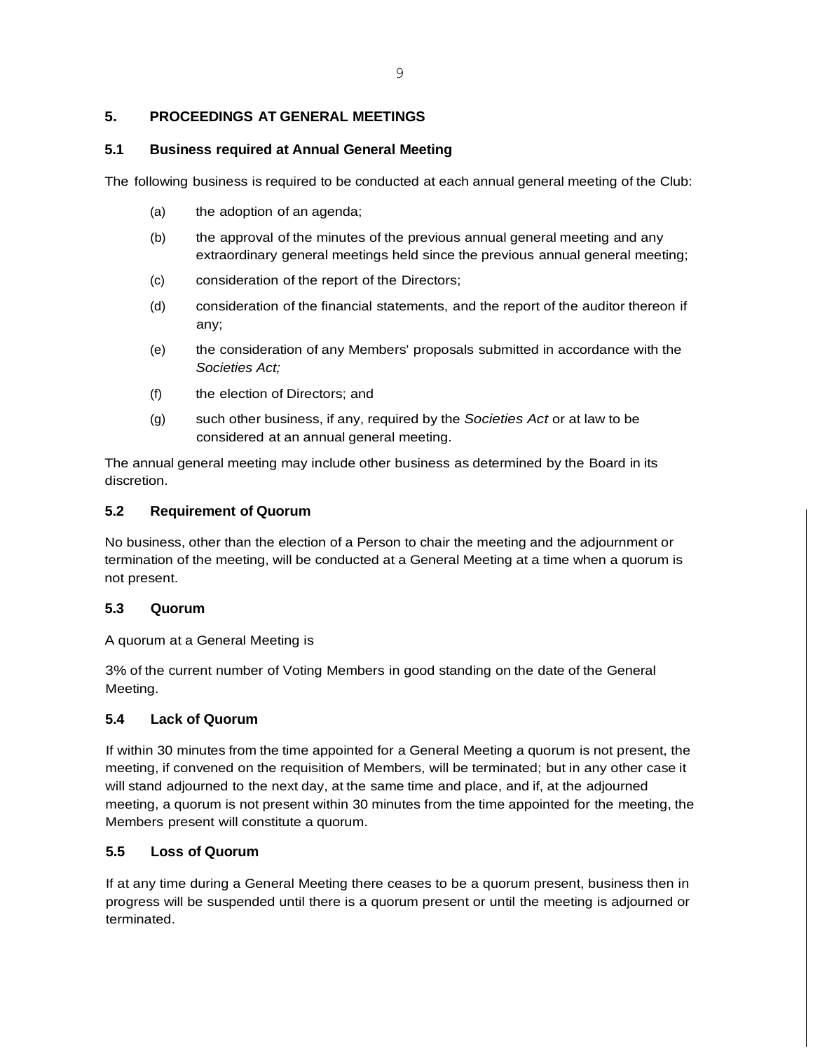## 5. PROCEEDINGS AT GENERAL MEETINGS

### 5.1 Business required at Annual General Meeting

The following business is required to be conducted at each annual general meeting of the Club:

(a) the adoption of an agenda;

(b) the approval of the minutes of the previous annual general meeting and any extraordinary general meetings held since the previous annual general meeting;

(c) consideration of the report of the Directors;

(d) consideration of the financial statements, and the report of the auditor thereon if any;

(e) the consideration of any Members' proposals submitted in accordance with the *Societies Act;*

(f) the election of Directors; and

(g) such other business, if any, required by the *Societies Act* or at law to be considered at an annual general meeting.

The annual general meeting may include other business as determined by the Board in its discretion.

### 5.2 Requirement of Quorum

No business, other than the election of a Person to chair the meeting and the adjournment or termination of the meeting, will be conducted at a General Meeting at a time when a quorum is not present.

### 5.3 Quorum

A quorum at a General Meeting is

3% of the current number of Voting Members in good standing on the date of the General Meeting.

### 5.4 Lack of Quorum

If within 30 minutes from the time appointed for a General Meeting a quorum is not present, the meeting, if convened on the requisition of Members, will be terminated; but in any other case it will stand adjourned to the next day, at the same time and place, and if, at the adjourned meeting, a quorum is not present within 30 minutes from the time appointed for the meeting, the Members present will constitute a quorum.

### 5.5 Loss of Quorum

If at any time during a General Meeting there ceases to be a quorum present, business then in progress will be suspended until there is a quorum present or until the meeting is adjourned or terminated.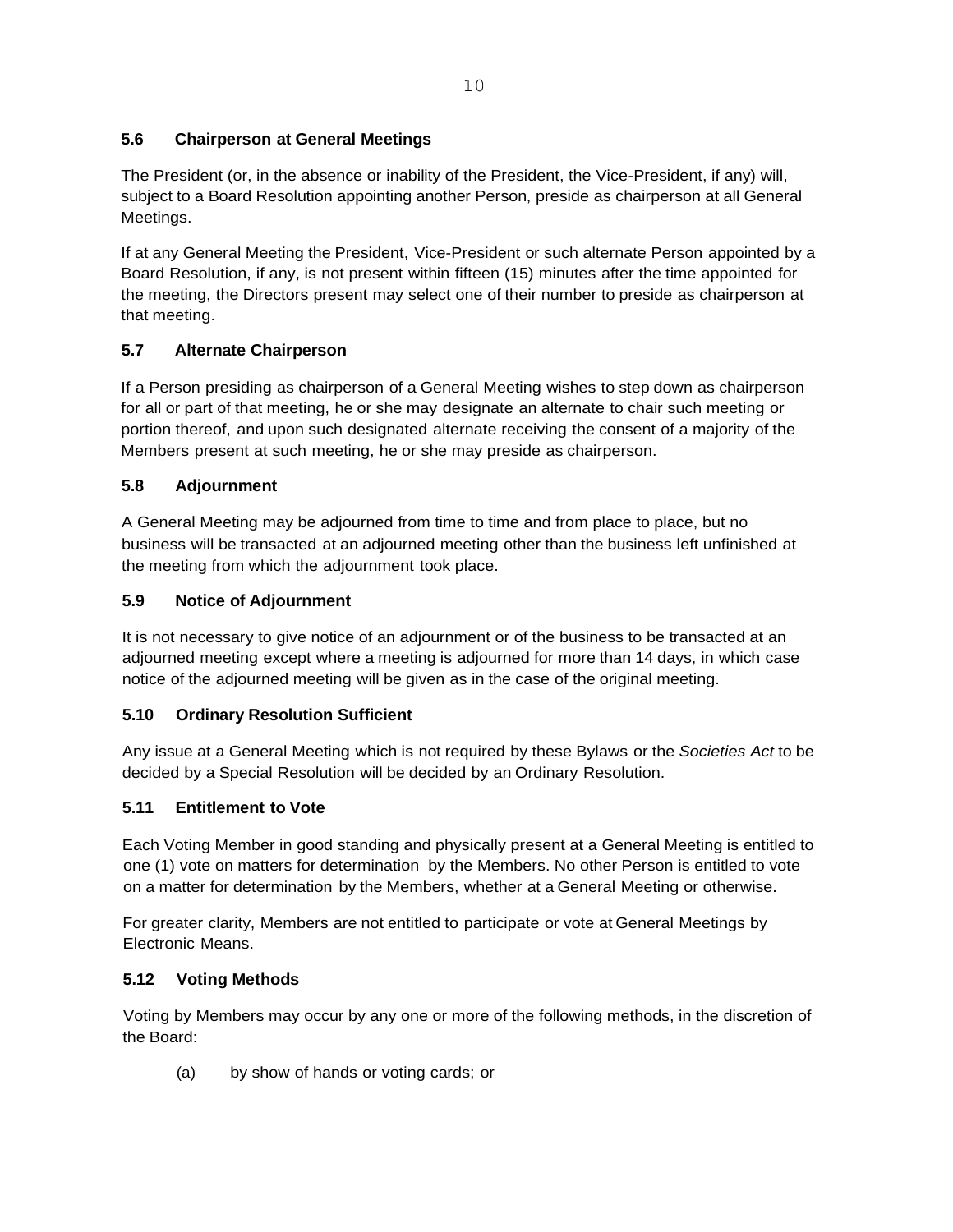### 5.6 Chairperson at General Meetings

The President (or, in the absence or inability of the President, the Vice-President, if any) will, subject to a Board Resolution appointing another Person, preside as chairperson at all General Meetings.

If at any General Meeting the President, Vice-President or such alternate Person appointed by a Board Resolution, if any, is not present within fifteen (15) minutes after the time appointed for the meeting, the Directors present may select one of their number to preside as chairperson at that meeting.

### 5.7 Alternate Chairperson

If a Person presiding as chairperson of a General Meeting wishes to step down as chairperson for all or part of that meeting, he or she may designate an alternate to chair such meeting or portion thereof, and upon such designated alternate receiving the consent of a majority of the Members present at such meeting, he or she may preside as chairperson.

### 5.8 Adjournment

A General Meeting may be adjourned from time to time and from place to place, but no business will be transacted at an adjourned meeting other than the business left unfinished at the meeting from which the adjournment took place.

### 5.9 Notice of Adjournment

It is not necessary to give notice of an adjournment or of the business to be transacted at an adjourned meeting except where a meeting is adjourned for more than 14 days, in which case notice of the adjourned meeting will be given as in the case of the original meeting.

### 5.10 Ordinary Resolution Sufficient

Any issue at a General Meeting which is not required by these Bylaws or the *Societies Act* to be decided by a Special Resolution will be decided by an Ordinary Resolution.

### 5.11 Entitlement to Vote

Each Voting Member in good standing and physically present at a General Meeting is entitled to one (1) vote on matters for determination by the Members. No other Person is entitled to vote on a matter for determination by the Members, whether at a General Meeting or otherwise.

For greater clarity, Members are not entitled to participate or vote at General Meetings by Electronic Means.

### 5.12 Voting Methods

Voting by Members may occur by any one or more of the following methods, in the discretion of the Board:

(a) by show of hands or voting cards; or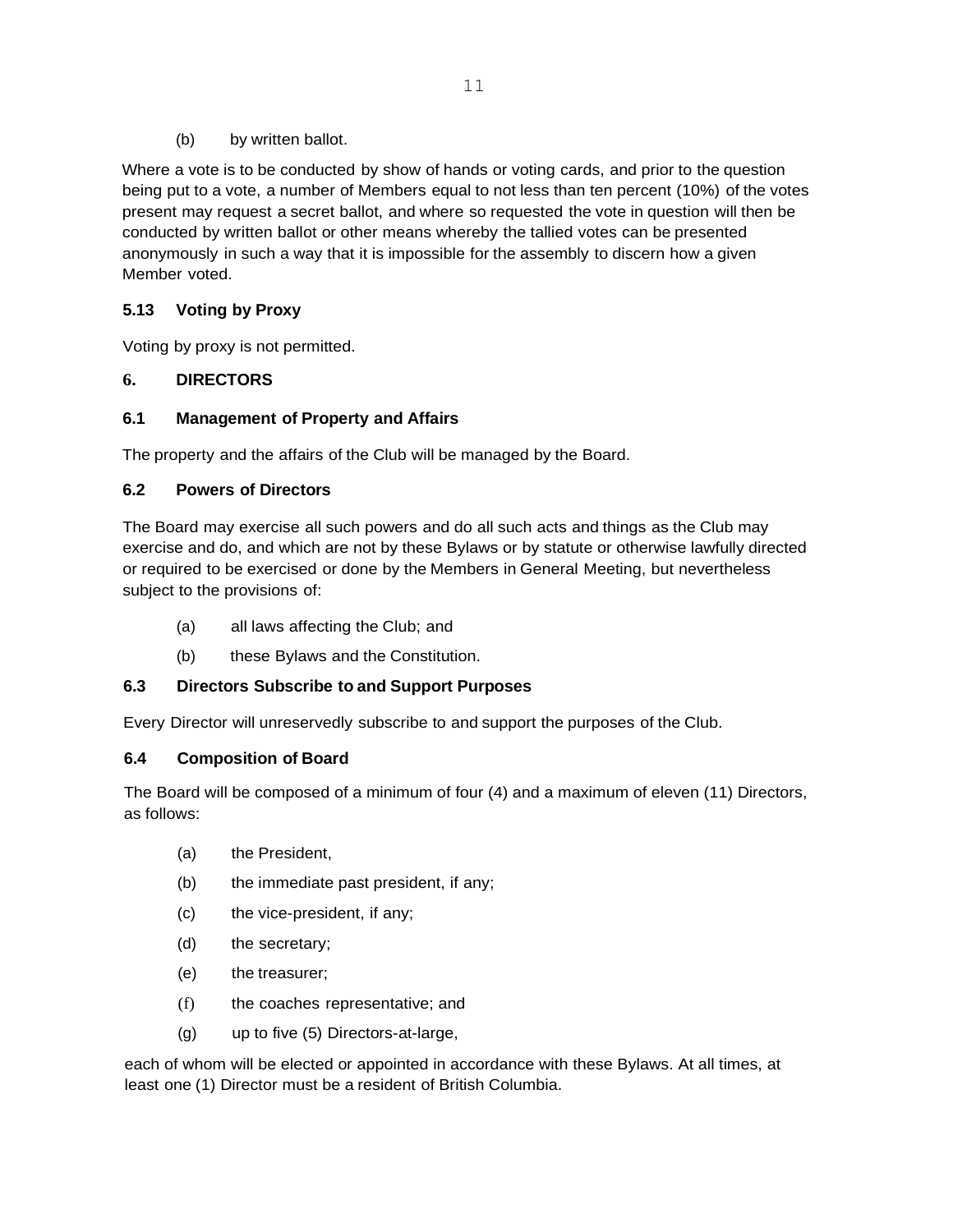(b) by written ballot.

Where a vote is to be conducted by show of hands or voting cards, and prior to the question being put to a vote, a number of Members equal to not less than ten percent (10%) of the votes present may request a secret ballot, and where so requested the vote in question will then be conducted by written ballot or other means whereby the tallied votes can be presented anonymously in such a way that it is impossible for the assembly to discern how a given Member voted.

### 5.13 Voting by Proxy

Voting by proxy is not permitted.

## 6. DIRECTORS

### 6.1 Management of Property and Affairs

The property and the affairs of the Club will be managed by the Board.

### 6.2 Powers of Directors

The Board may exercise all such powers and do all such acts and things as the Club may exercise and do, and which are not by these Bylaws or by statute or otherwise lawfully directed or required to be exercised or done by the Members in General Meeting, but nevertheless subject to the provisions of:

(a) all laws affecting the Club; and

(b) these Bylaws and the Constitution.

### 6.3 Directors Subscribe to and Support Purposes

Every Director will unreservedly subscribe to and support the purposes of the Club.

### 6.4 Composition of Board

The Board will be composed of a minimum of four (4) and a maximum of eleven (11) Directors, as follows:

(a) the President,

(b) the immediate past president, if any;

(c) the vice-president, if any;

(d) the secretary;

(e) the treasurer;

(f) the coaches representative; and

(g) up to five (5) Directors-at-large,

each of whom will be elected or appointed in accordance with these Bylaws. At all times, at least one (1) Director must be a resident of British Columbia.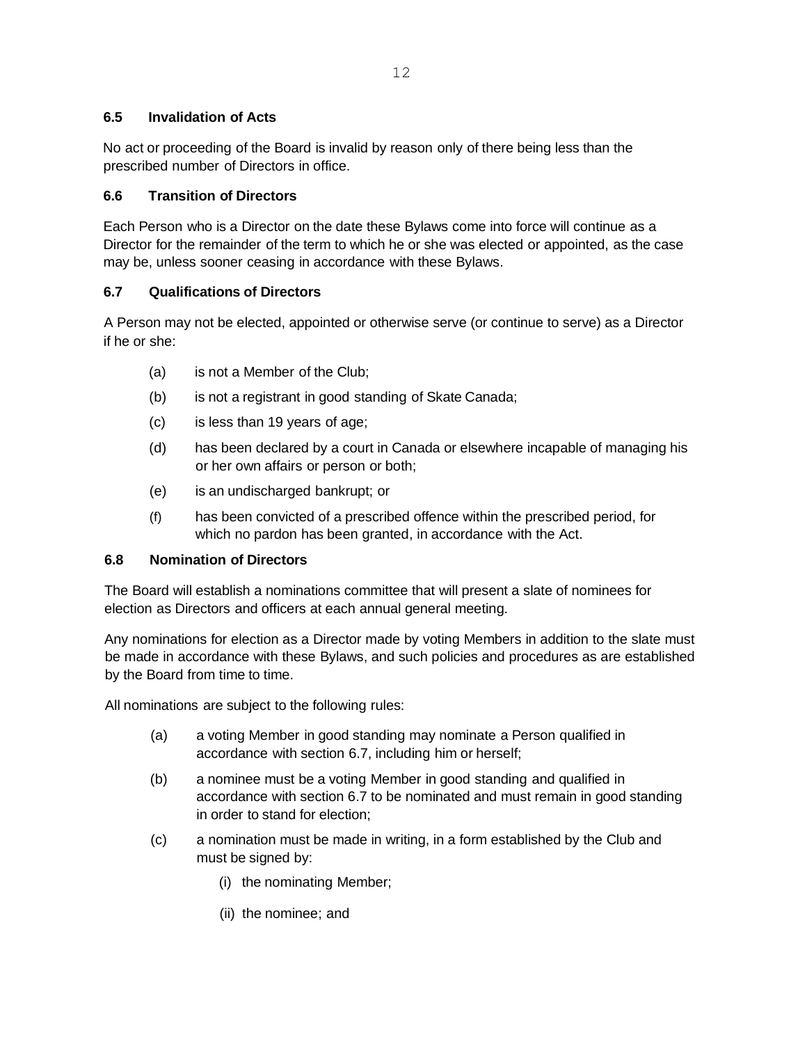### 6.5 Invalidation of Acts

No act or proceeding of the Board is invalid by reason only of there being less than the prescribed number of Directors in office.

### 6.6 Transition of Directors

Each Person who is a Director on the date these Bylaws come into force will continue as a Director for the remainder of the term to which he or she was elected or appointed, as the case may be, unless sooner ceasing in accordance with these Bylaws.

### 6.7 Qualifications of Directors

A Person may not be elected, appointed or otherwise serve (or continue to serve) as a Director if he or she:

(a) is not a Member of the Club;

(b) is not a registrant in good standing of Skate Canada;

(c) is less than 19 years of age;

(d) has been declared by a court in Canada or elsewhere incapable of managing his or her own affairs or person or both;

(e) is an undischarged bankrupt; or

(f) has been convicted of a prescribed offence within the prescribed period, for which no pardon has been granted, in accordance with the Act.

### 6.8 Nomination of Directors

The Board will establish a nominations committee that will present a slate of nominees for election as Directors and officers at each annual general meeting.

Any nominations for election as a Director made by voting Members in addition to the slate must be made in accordance with these Bylaws, and such policies and procedures as are established by the Board from time to time.

All nominations are subject to the following rules:

(a) a voting Member in good standing may nominate a Person qualified in accordance with section 6.7, including him or herself;

(b) a nominee must be a voting Member in good standing and qualified in accordance with section 6.7 to be nominated and must remain in good standing in order to stand for election;

(c) a nomination must be made in writing, in a form established by the Club and must be signed by:

(i) the nominating Member;

(ii) the nominee; and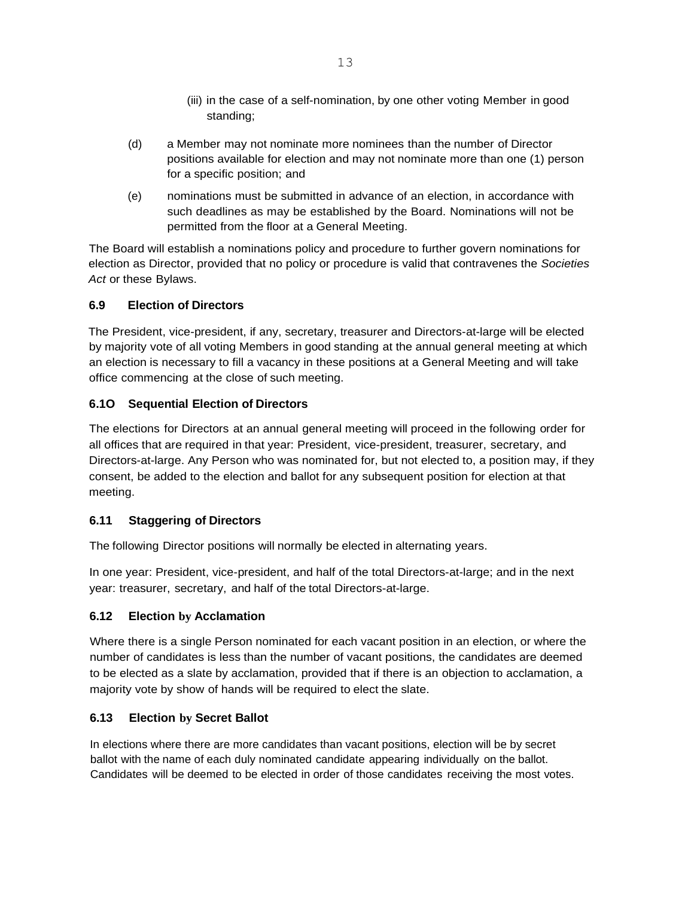(iii) in the case of a self-nomination, by one other voting Member in good standing;

(d) a Member may not nominate more nominees than the number of Director positions available for election and may not nominate more than one (1) person for a specific position; and

(e) nominations must be submitted in advance of an election, in accordance with such deadlines as may be established by the Board. Nominations will not be permitted from the floor at a General Meeting.

The Board will establish a nominations policy and procedure to further govern nominations for election as Director, provided that no policy or procedure is valid that contravenes the *Societies Act* or these Bylaws.

### 6.9 Election of Directors

The President, vice-president, if any, secretary, treasurer and Directors-at-large will be elected by majority vote of all voting Members in good standing at the annual general meeting at which an election is necessary to fill a vacancy in these positions at a General Meeting and will take office commencing at the close of such meeting.

### 6.1O Sequential Election of Directors

The elections for Directors at an annual general meeting will proceed in the following order for all offices that are required in that year: President, vice-president, treasurer, secretary, and Directors-at-large. Any Person who was nominated for, but not elected to, a position may, if they consent, be added to the election and ballot for any subsequent position for election at that meeting.

### 6.11 Staggering of Directors

The following Director positions will normally be elected in alternating years.

In one year: President, vice-president, and half of the total Directors-at-large; and in the next year: treasurer, secretary, and half of the total Directors-at-large.

### 6.12 Election by Acclamation

Where there is a single Person nominated for each vacant position in an election, or where the number of candidates is less than the number of vacant positions, the candidates are deemed to be elected as a slate by acclamation, provided that if there is an objection to acclamation, a majority vote by show of hands will be required to elect the slate.

### 6.13 Election by Secret Ballot

In elections where there are more candidates than vacant positions, election will be by secret ballot with the name of each duly nominated candidate appearing individually on the ballot. Candidates will be deemed to be elected in order of those candidates receiving the most votes.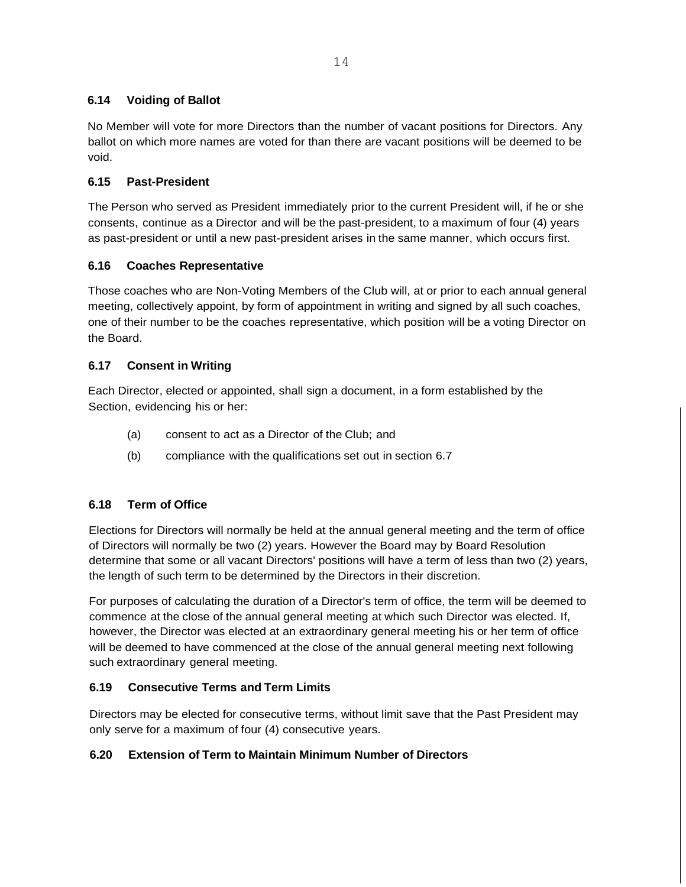### 6.14 Voiding of Ballot

No Member will vote for more Directors than the number of vacant positions for Directors. Any ballot on which more names are voted for than there are vacant positions will be deemed to be void.

### 6.15 Past-President

The Person who served as President immediately prior to the current President will, if he or she consents, continue as a Director and will be the past-president, to a maximum of four (4) years as past-president or until a new past-president arises in the same manner, which occurs first.

### 6.16 Coaches Representative

Those coaches who are Non-Voting Members of the Club will, at or prior to each annual general meeting, collectively appoint, by form of appointment in writing and signed by all such coaches, one of their number to be the coaches representative, which position will be a voting Director on the Board.

### 6.17 Consent in Writing

Each Director, elected or appointed, shall sign a document, in a form established by the Section, evidencing his or her:

(a) consent to act as a Director of the Club; and

(b) compliance with the qualifications set out in section 6.7

### 6.18 Term of Office

Elections for Directors will normally be held at the annual general meeting and the term of office of Directors will normally be two (2) years. However the Board may by Board Resolution determine that some or all vacant Directors' positions will have a term of less than two (2) years, the length of such term to be determined by the Directors in their discretion.

For purposes of calculating the duration of a Director's term of office, the term will be deemed to commence at the close of the annual general meeting at which such Director was elected. If, however, the Director was elected at an extraordinary general meeting his or her term of office will be deemed to have commenced at the close of the annual general meeting next following such extraordinary general meeting.

### 6.19 Consecutive Terms and Term Limits

Directors may be elected for consecutive terms, without limit save that the Past President may only serve for a maximum of four (4) consecutive years.

### 6.20 Extension of Term to Maintain Minimum Number of Directors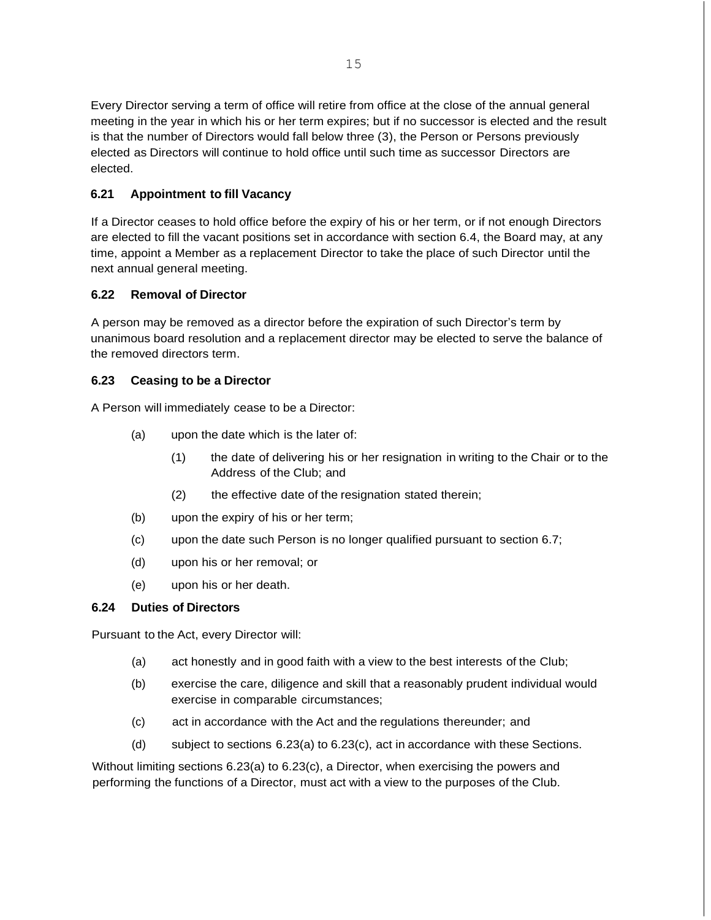Every Director serving a term of office will retire from office at the close of the annual general meeting in the year in which his or her term expires; but if no successor is elected and the result is that the number of Directors would fall below three (3), the Person or Persons previously elected as Directors will continue to hold office until such time as successor Directors are elected.

### 6.21 Appointment to fill Vacancy

If a Director ceases to hold office before the expiry of his or her term, or if not enough Directors are elected to fill the vacant positions set in accordance with section 6.4, the Board may, at any time, appoint a Member as a replacement Director to take the place of such Director until the next annual general meeting.

### 6.22 Removal of Director

A person may be removed as a director before the expiration of such Director's term by unanimous board resolution and a replacement director may be elected to serve the balance of the removed directors term.

### 6.23 Ceasing to be a Director

A Person will immediately cease to be a Director:

- (a) upon the date which is the later of:
  - (1) the date of delivering his or her resignation in writing to the Chair or to the Address of the Club; and
  - (2) the effective date of the resignation stated therein;
- (b) upon the expiry of his or her term;
- (c) upon the date such Person is no longer qualified pursuant to section 6.7;
- (d) upon his or her removal; or
- (e) upon his or her death.

### 6.24 Duties of Directors

Pursuant to the Act, every Director will:

- (a) act honestly and in good faith with a view to the best interests of the Club;
- (b) exercise the care, diligence and skill that a reasonably prudent individual would exercise in comparable circumstances;
- (c) act in accordance with the Act and the regulations thereunder; and
- (d) subject to sections 6.23(a) to 6.23(c), act in accordance with these Sections.

Without limiting sections 6.23(a) to 6.23(c), a Director, when exercising the powers and performing the functions of a Director, must act with a view to the purposes of the Club.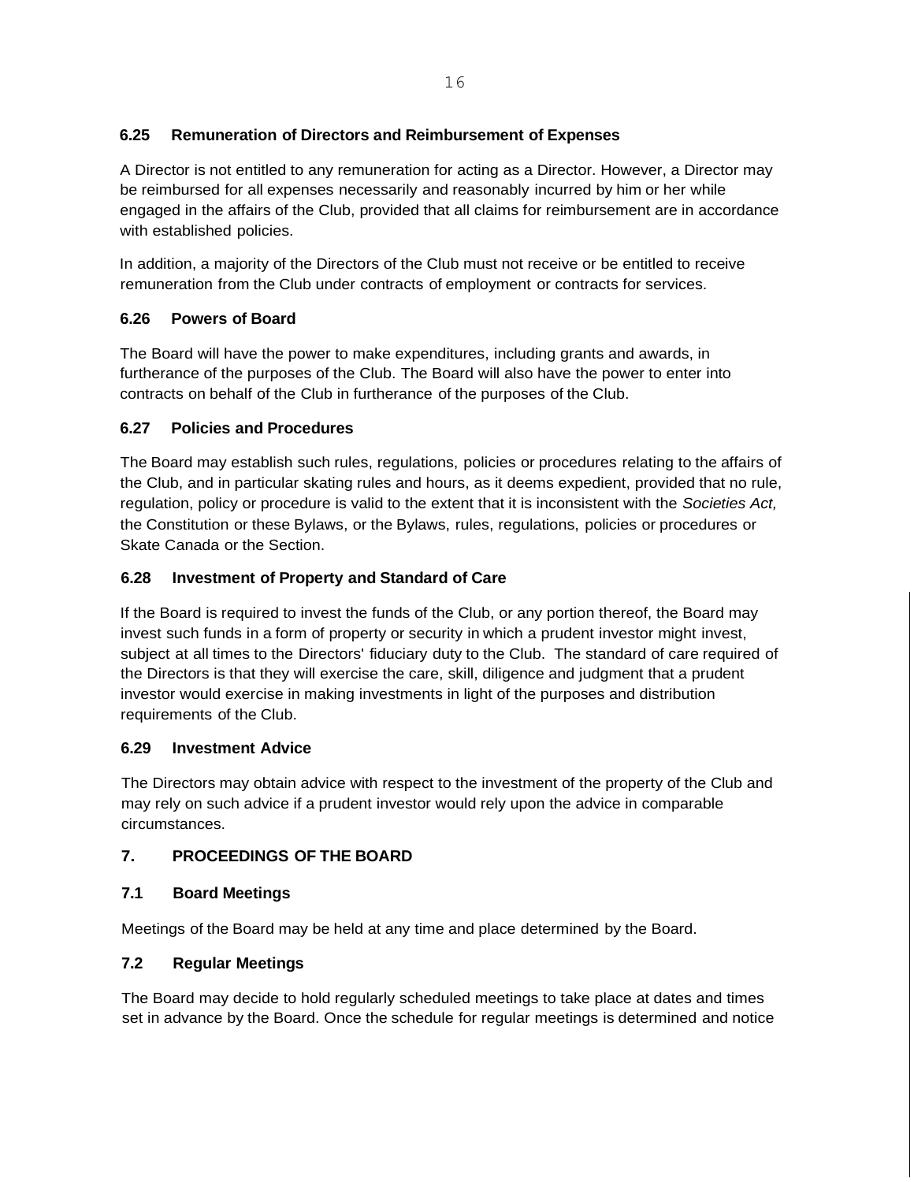### 6.25 Remuneration of Directors and Reimbursement of Expenses

A Director is not entitled to any remuneration for acting as a Director. However, a Director may be reimbursed for all expenses necessarily and reasonably incurred by him or her while engaged in the affairs of the Club, provided that all claims for reimbursement are in accordance with established policies.

In addition, a majority of the Directors of the Club must not receive or be entitled to receive remuneration from the Club under contracts of employment or contracts for services.

### 6.26 Powers of Board

The Board will have the power to make expenditures, including grants and awards, in furtherance of the purposes of the Club. The Board will also have the power to enter into contracts on behalf of the Club in furtherance of the purposes of the Club.

### 6.27 Policies and Procedures

The Board may establish such rules, regulations, policies or procedures relating to the affairs of the Club, and in particular skating rules and hours, as it deems expedient, provided that no rule, regulation, policy or procedure is valid to the extent that it is inconsistent with the *Societies Act,* the Constitution or these Bylaws, or the Bylaws, rules, regulations, policies or procedures or Skate Canada or the Section.

### 6.28 Investment of Property and Standard of Care

If the Board is required to invest the funds of the Club, or any portion thereof, the Board may invest such funds in a form of property or security in which a prudent investor might invest, subject at all times to the Directors' fiduciary duty to the Club. The standard of care required of the Directors is that they will exercise the care, skill, diligence and judgment that a prudent investor would exercise in making investments in light of the purposes and distribution requirements of the Club.

### 6.29 Investment Advice

The Directors may obtain advice with respect to the investment of the property of the Club and may rely on such advice if a prudent investor would rely upon the advice in comparable circumstances.

## 7. PROCEEDINGS OF THE BOARD

### 7.1 Board Meetings

Meetings of the Board may be held at any time and place determined by the Board.

### 7.2 Regular Meetings

The Board may decide to hold regularly scheduled meetings to take place at dates and times set in advance by the Board. Once the schedule for regular meetings is determined and notice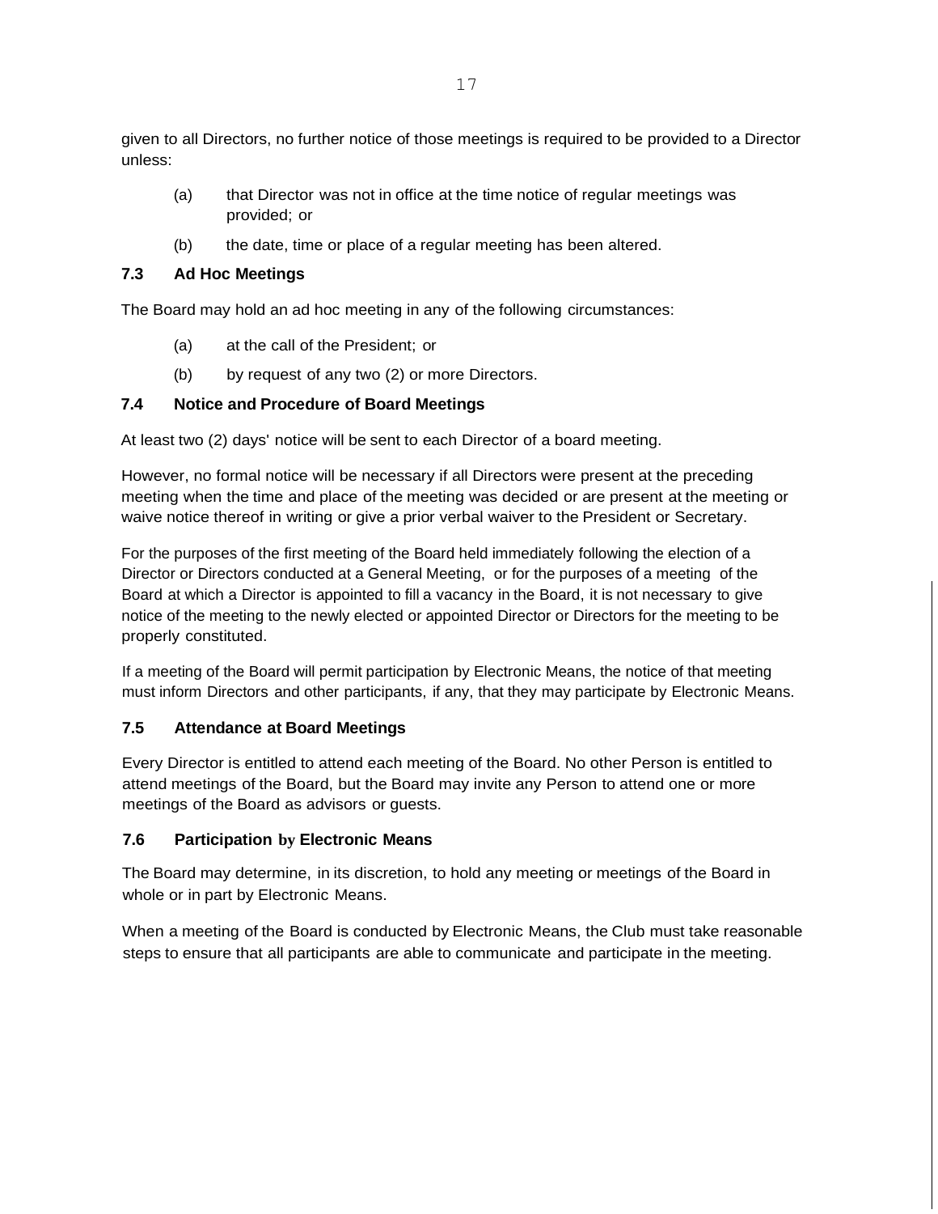given to all Directors, no further notice of those meetings is required to be provided to a Director unless:

(a) that Director was not in office at the time notice of regular meetings was provided; or

(b) the date, time or place of a regular meeting has been altered.

### 7.3 Ad Hoc Meetings

The Board may hold an ad hoc meeting in any of the following circumstances:

(a) at the call of the President; or

(b) by request of any two (2) or more Directors.

### 7.4 Notice and Procedure of Board Meetings

At least two (2) days' notice will be sent to each Director of a board meeting.

However, no formal notice will be necessary if all Directors were present at the preceding meeting when the time and place of the meeting was decided or are present at the meeting or waive notice thereof in writing or give a prior verbal waiver to the President or Secretary.

For the purposes of the first meeting of the Board held immediately following the election of a Director or Directors conducted at a General Meeting, or for the purposes of a meeting of the Board at which a Director is appointed to fill a vacancy in the Board, it is not necessary to give notice of the meeting to the newly elected or appointed Director or Directors for the meeting to be properly constituted.

If a meeting of the Board will permit participation by Electronic Means, the notice of that meeting must inform Directors and other participants, if any, that they may participate by Electronic Means.

### 7.5 Attendance at Board Meetings

Every Director is entitled to attend each meeting of the Board. No other Person is entitled to attend meetings of the Board, but the Board may invite any Person to attend one or more meetings of the Board as advisors or guests.

### 7.6 Participation by Electronic Means

The Board may determine, in its discretion, to hold any meeting or meetings of the Board in whole or in part by Electronic Means.

When a meeting of the Board is conducted by Electronic Means, the Club must take reasonable steps to ensure that all participants are able to communicate and participate in the meeting.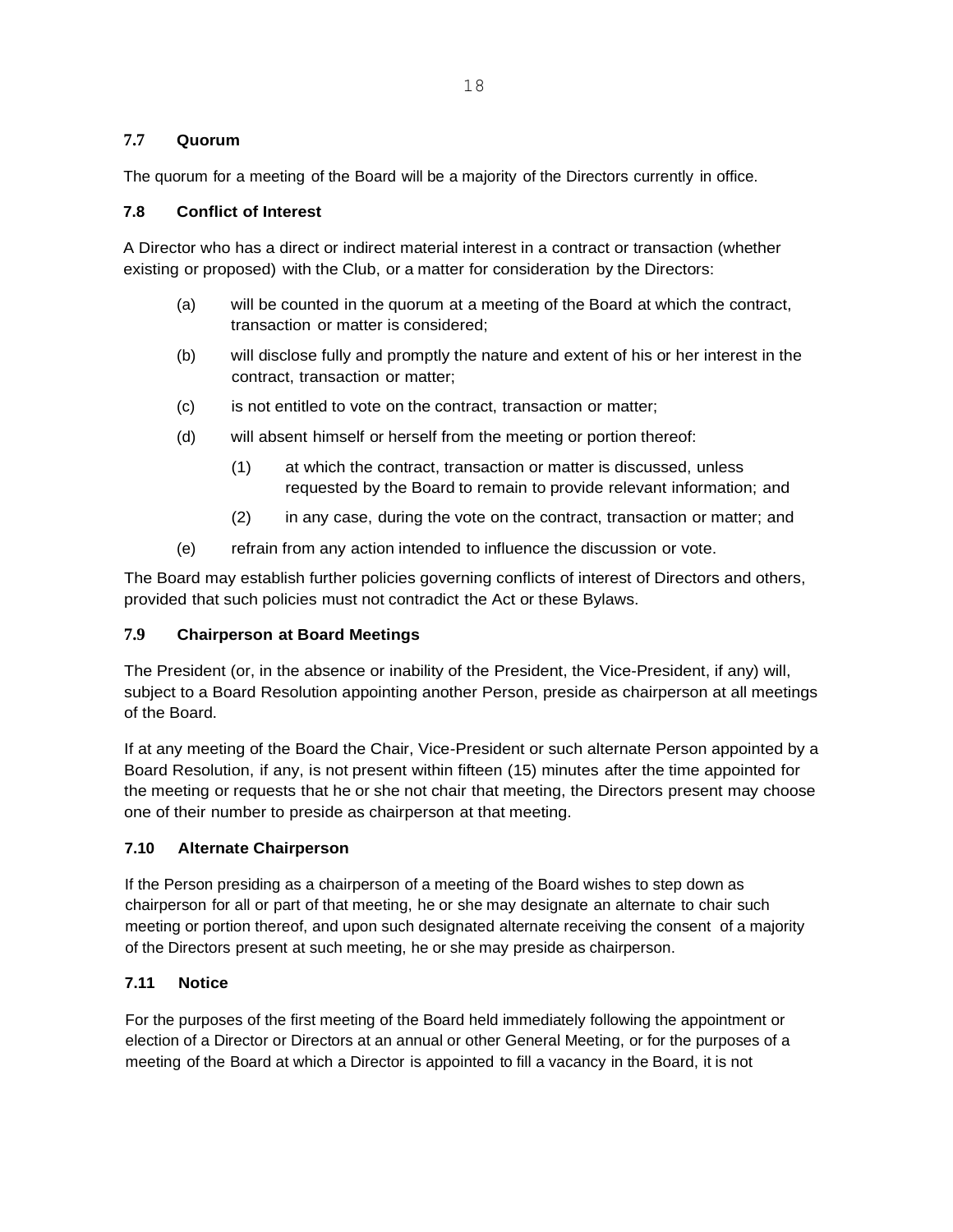### 7.7 Quorum

The quorum for a meeting of the Board will be a majority of the Directors currently in office.

### 7.8 Conflict of Interest

A Director who has a direct or indirect material interest in a contract or transaction (whether existing or proposed) with the Club, or a matter for consideration by the Directors:

(a) will be counted in the quorum at a meeting of the Board at which the contract, transaction or matter is considered;

(b) will disclose fully and promptly the nature and extent of his or her interest in the contract, transaction or matter;

(c) is not entitled to vote on the contract, transaction or matter;

(d) will absent himself or herself from the meeting or portion thereof:

  (1) at which the contract, transaction or matter is discussed, unless requested by the Board to remain to provide relevant information; and

  (2) in any case, during the vote on the contract, transaction or matter; and

(e) refrain from any action intended to influence the discussion or vote.

The Board may establish further policies governing conflicts of interest of Directors and others, provided that such policies must not contradict the Act or these Bylaws.

### 7.9 Chairperson at Board Meetings

The President (or, in the absence or inability of the President, the Vice-President, if any) will, subject to a Board Resolution appointing another Person, preside as chairperson at all meetings of the Board.

If at any meeting of the Board the Chair, Vice-President or such alternate Person appointed by a Board Resolution, if any, is not present within fifteen (15) minutes after the time appointed for the meeting or requests that he or she not chair that meeting, the Directors present may choose one of their number to preside as chairperson at that meeting.

### 7.10 Alternate Chairperson

If the Person presiding as a chairperson of a meeting of the Board wishes to step down as chairperson for all or part of that meeting, he or she may designate an alternate to chair such meeting or portion thereof, and upon such designated alternate receiving the consent of a majority of the Directors present at such meeting, he or she may preside as chairperson.

### 7.11 Notice

For the purposes of the first meeting of the Board held immediately following the appointment or election of a Director or Directors at an annual or other General Meeting, or for the purposes of a meeting of the Board at which a Director is appointed to fill a vacancy in the Board, it is not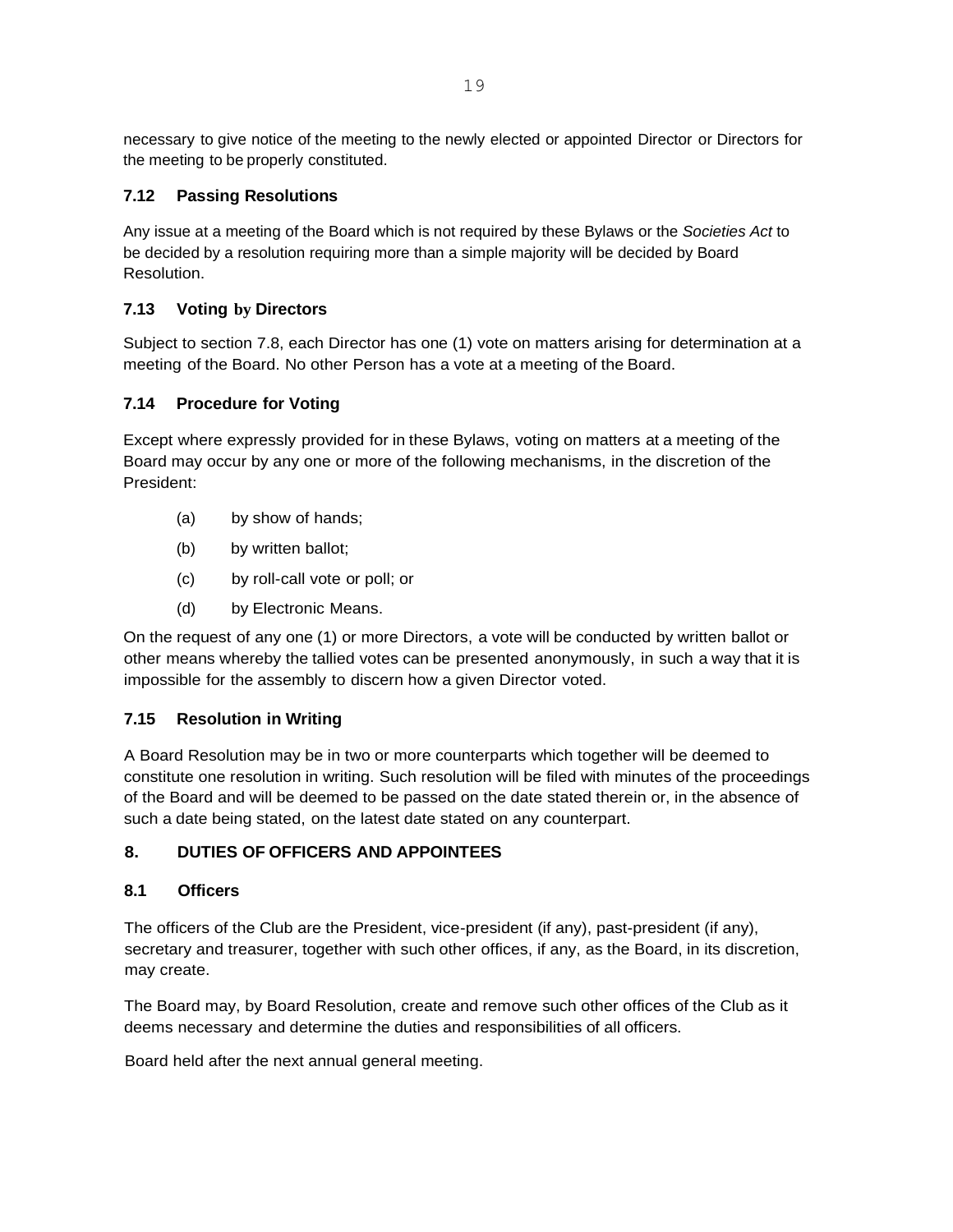necessary to give notice of the meeting to the newly elected or appointed Director or Directors for the meeting to be properly constituted.

### 7.12 Passing Resolutions

Any issue at a meeting of the Board which is not required by these Bylaws or the *Societies Act* to be decided by a resolution requiring more than a simple majority will be decided by Board Resolution.

### 7.13 Voting by Directors

Subject to section 7.8, each Director has one (1) vote on matters arising for determination at a meeting of the Board. No other Person has a vote at a meeting of the Board.

### 7.14 Procedure for Voting

Except where expressly provided for in these Bylaws, voting on matters at a meeting of the Board may occur by any one or more of the following mechanisms, in the discretion of the President:

(a) by show of hands;

(b) by written ballot;

(c) by roll-call vote or poll; or

(d) by Electronic Means.

On the request of any one (1) or more Directors, a vote will be conducted by written ballot or other means whereby the tallied votes can be presented anonymously, in such a way that it is impossible for the assembly to discern how a given Director voted.

### 7.15 Resolution in Writing

A Board Resolution may be in two or more counterparts which together will be deemed to constitute one resolution in writing. Such resolution will be filed with minutes of the proceedings of the Board and will be deemed to be passed on the date stated therein or, in the absence of such a date being stated, on the latest date stated on any counterpart.

## 8. DUTIES OF OFFICERS AND APPOINTEES

### 8.1 Officers

The officers of the Club are the President, vice-president (if any), past-president (if any), secretary and treasurer, together with such other offices, if any, as the Board, in its discretion, may create.

The Board may, by Board Resolution, create and remove such other offices of the Club as it deems necessary and determine the duties and responsibilities of all officers.

Board held after the next annual general meeting.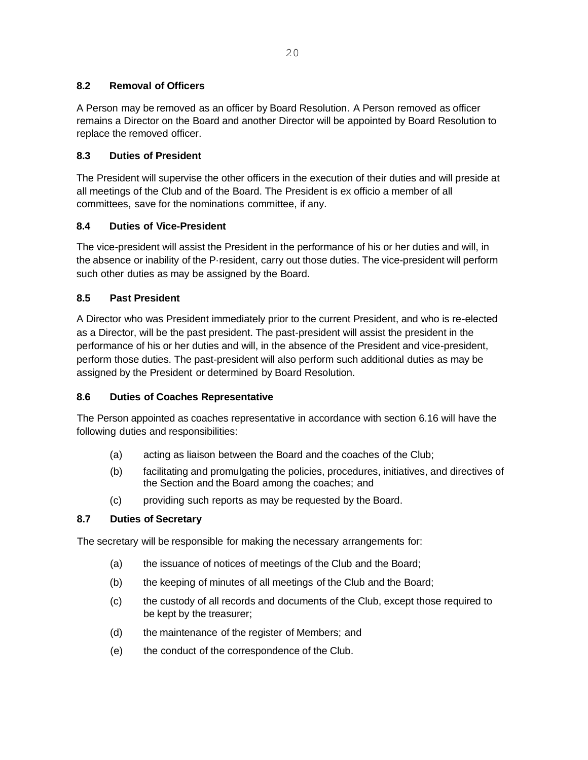### 8.2 Removal of Officers

A Person may be removed as an officer by Board Resolution. A Person removed as officer remains a Director on the Board and another Director will be appointed by Board Resolution to replace the removed officer.

### 8.3 Duties of President

The President will supervise the other officers in the execution of their duties and will preside at all meetings of the Club and of the Board. The President is ex officio a member of all committees, save for the nominations committee, if any.

### 8.4 Duties of Vice-President

The vice-president will assist the President in the performance of his or her duties and will, in the absence or inability of the P·resident, carry out those duties. The vice-president will perform such other duties as may be assigned by the Board.

### 8.5 Past President

A Director who was President immediately prior to the current President, and who is re-elected as a Director, will be the past president. The past-president will assist the president in the performance of his or her duties and will, in the absence of the President and vice-president, perform those duties. The past-president will also perform such additional duties as may be assigned by the President or determined by Board Resolution.

### 8.6 Duties of Coaches Representative

The Person appointed as coaches representative in accordance with section 6.16 will have the following duties and responsibilities:

- (a) acting as liaison between the Board and the coaches of the Club;
- (b) facilitating and promulgating the policies, procedures, initiatives, and directives of the Section and the Board among the coaches; and
- (c) providing such reports as may be requested by the Board.

### 8.7 Duties of Secretary

The secretary will be responsible for making the necessary arrangements for:

- (a) the issuance of notices of meetings of the Club and the Board;
- (b) the keeping of minutes of all meetings of the Club and the Board;
- (c) the custody of all records and documents of the Club, except those required to be kept by the treasurer;
- (d) the maintenance of the register of Members; and
- (e) the conduct of the correspondence of the Club.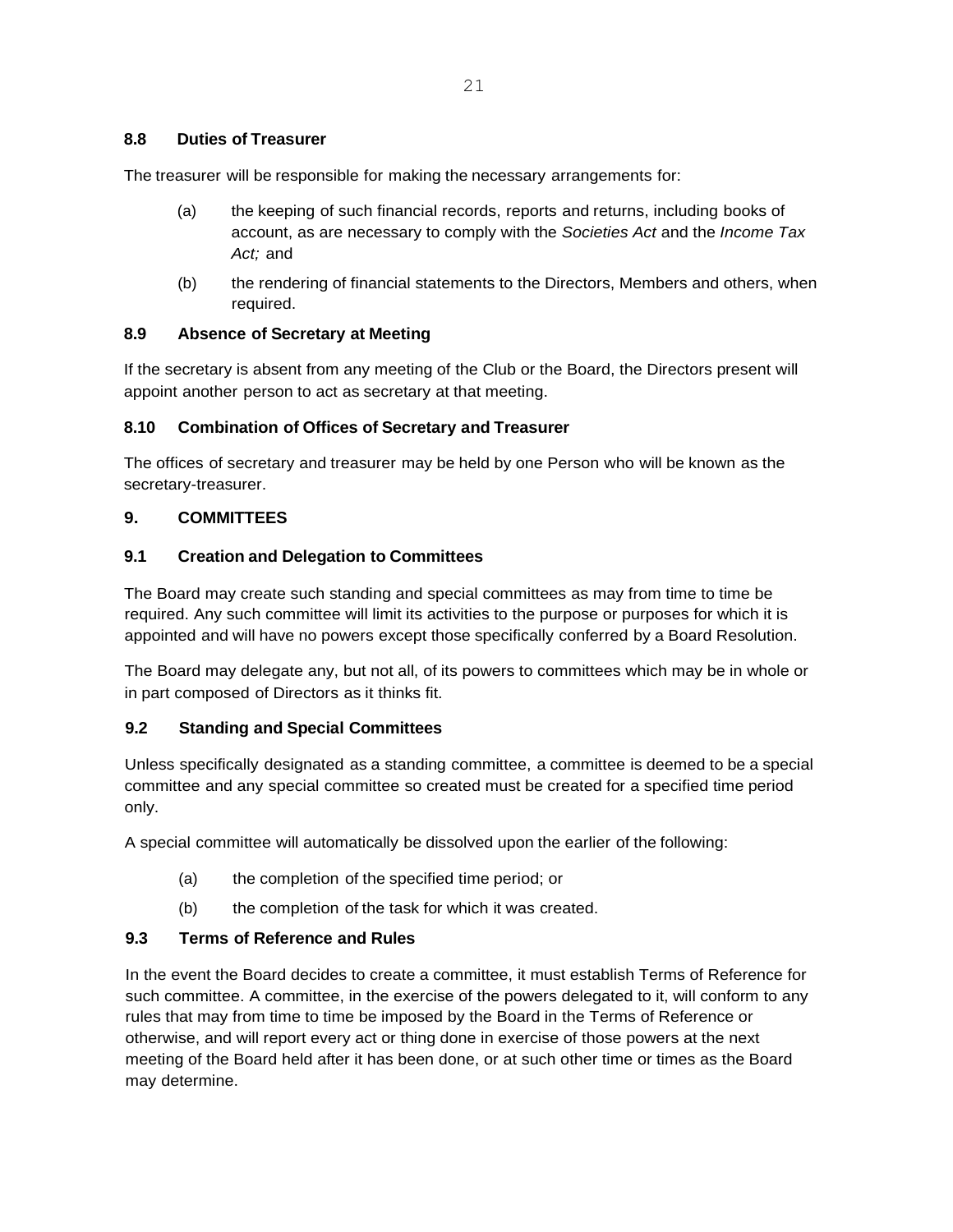### 8.8 Duties of Treasurer

The treasurer will be responsible for making the necessary arrangements for:

(a) the keeping of such financial records, reports and returns, including books of account, as are necessary to comply with the *Societies Act* and the *Income Tax Act;* and

(b) the rendering of financial statements to the Directors, Members and others, when required.

### 8.9 Absence of Secretary at Meeting

If the secretary is absent from any meeting of the Club or the Board, the Directors present will appoint another person to act as secretary at that meeting.

### 8.10 Combination of Offices of Secretary and Treasurer

The offices of secretary and treasurer may be held by one Person who will be known as the secretary-treasurer.

## 9. COMMITTEES

### 9.1 Creation and Delegation to Committees

The Board may create such standing and special committees as may from time to time be required. Any such committee will limit its activities to the purpose or purposes for which it is appointed and will have no powers except those specifically conferred by a Board Resolution.

The Board may delegate any, but not all, of its powers to committees which may be in whole or in part composed of Directors as it thinks fit.

### 9.2 Standing and Special Committees

Unless specifically designated as a standing committee, a committee is deemed to be a special committee and any special committee so created must be created for a specified time period only.

A special committee will automatically be dissolved upon the earlier of the following:

(a) the completion of the specified time period; or

(b) the completion of the task for which it was created.

### 9.3 Terms of Reference and Rules

In the event the Board decides to create a committee, it must establish Terms of Reference for such committee. A committee, in the exercise of the powers delegated to it, will conform to any rules that may from time to time be imposed by the Board in the Terms of Reference or otherwise, and will report every act or thing done in exercise of those powers at the next meeting of the Board held after it has been done, or at such other time or times as the Board may determine.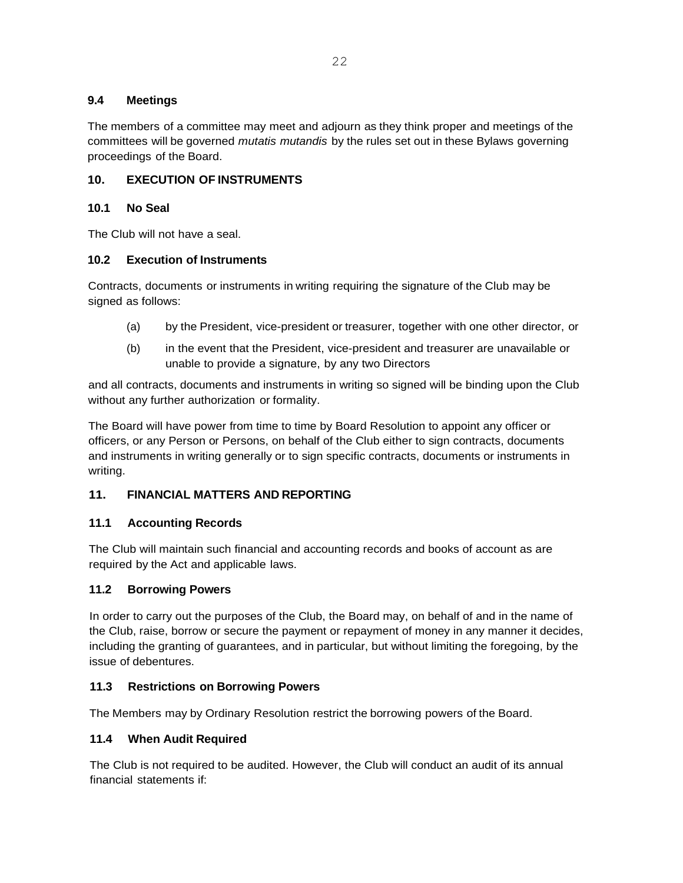### 9.4 Meetings

The members of a committee may meet and adjourn as they think proper and meetings of the committees will be governed *mutatis mutandis* by the rules set out in these Bylaws governing proceedings of the Board.

## 10. EXECUTION OF INSTRUMENTS

### 10.1 No Seal

The Club will not have a seal.

### 10.2 Execution of Instruments

Contracts, documents or instruments in writing requiring the signature of the Club may be signed as follows:

(a) by the President, vice-president or treasurer, together with one other director, or

(b) in the event that the President, vice-president and treasurer are unavailable or unable to provide a signature, by any two Directors

and all contracts, documents and instruments in writing so signed will be binding upon the Club without any further authorization or formality.

The Board will have power from time to time by Board Resolution to appoint any officer or officers, or any Person or Persons, on behalf of the Club either to sign contracts, documents and instruments in writing generally or to sign specific contracts, documents or instruments in writing.

## 11. FINANCIAL MATTERS AND REPORTING

### 11.1 Accounting Records

The Club will maintain such financial and accounting records and books of account as are required by the Act and applicable laws.

### 11.2 Borrowing Powers

In order to carry out the purposes of the Club, the Board may, on behalf of and in the name of the Club, raise, borrow or secure the payment or repayment of money in any manner it decides, including the granting of guarantees, and in particular, but without limiting the foregoing, by the issue of debentures.

### 11.3 Restrictions on Borrowing Powers

The Members may by Ordinary Resolution restrict the borrowing powers of the Board.

### 11.4 When Audit Required

The Club is not required to be audited. However, the Club will conduct an audit of its annual financial statements if: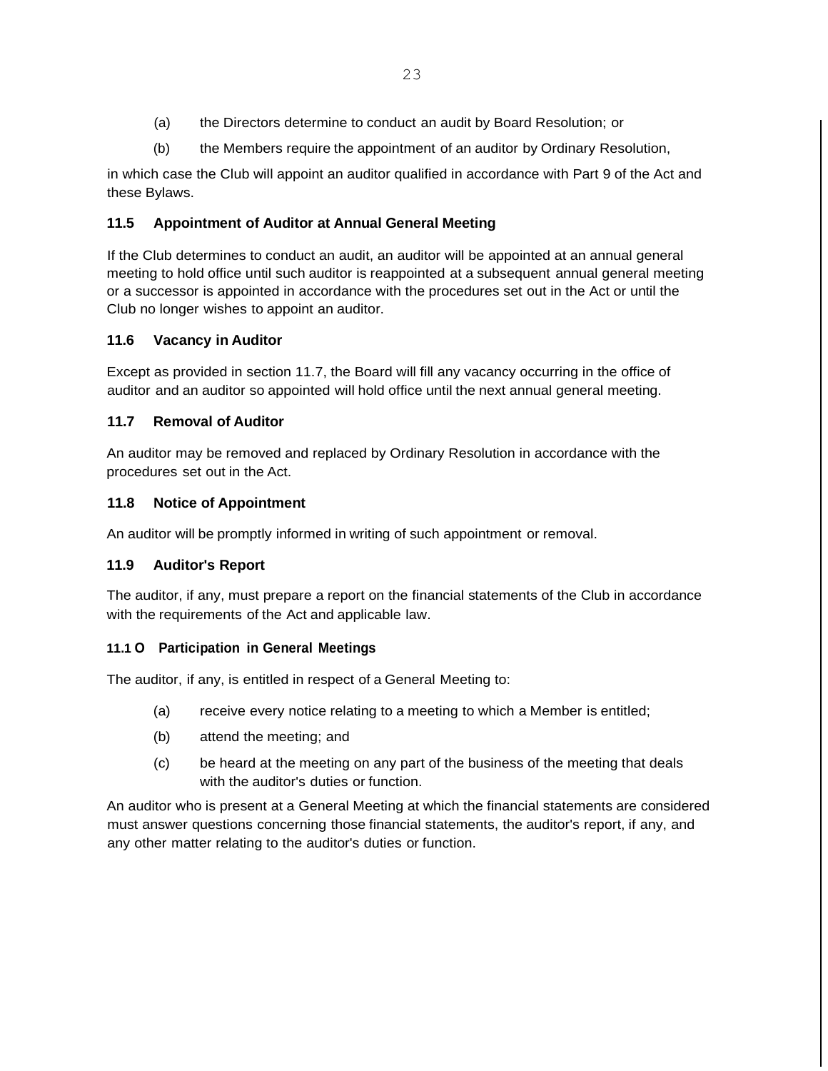(a) the Directors determine to conduct an audit by Board Resolution; or

(b) the Members require the appointment of an auditor by Ordinary Resolution,

in which case the Club will appoint an auditor qualified in accordance with Part 9 of the Act and these Bylaws.

### 11.5 Appointment of Auditor at Annual General Meeting

If the Club determines to conduct an audit, an auditor will be appointed at an annual general meeting to hold office until such auditor is reappointed at a subsequent annual general meeting or a successor is appointed in accordance with the procedures set out in the Act or until the Club no longer wishes to appoint an auditor.

### 11.6 Vacancy in Auditor

Except as provided in section 11.7, the Board will fill any vacancy occurring in the office of auditor and an auditor so appointed will hold office until the next annual general meeting.

### 11.7 Removal of Auditor

An auditor may be removed and replaced by Ordinary Resolution in accordance with the procedures set out in the Act.

### 11.8 Notice of Appointment

An auditor will be promptly informed in writing of such appointment or removal.

### 11.9 Auditor's Report

The auditor, if any, must prepare a report on the financial statements of the Club in accordance with the requirements of the Act and applicable law.

### 11.10 Participation in General Meetings

The auditor, if any, is entitled in respect of a General Meeting to:

(a) receive every notice relating to a meeting to which a Member is entitled;

(b) attend the meeting; and

(c) be heard at the meeting on any part of the business of the meeting that deals with the auditor's duties or function.

An auditor who is present at a General Meeting at which the financial statements are considered must answer questions concerning those financial statements, the auditor's report, if any, and any other matter relating to the auditor's duties or function.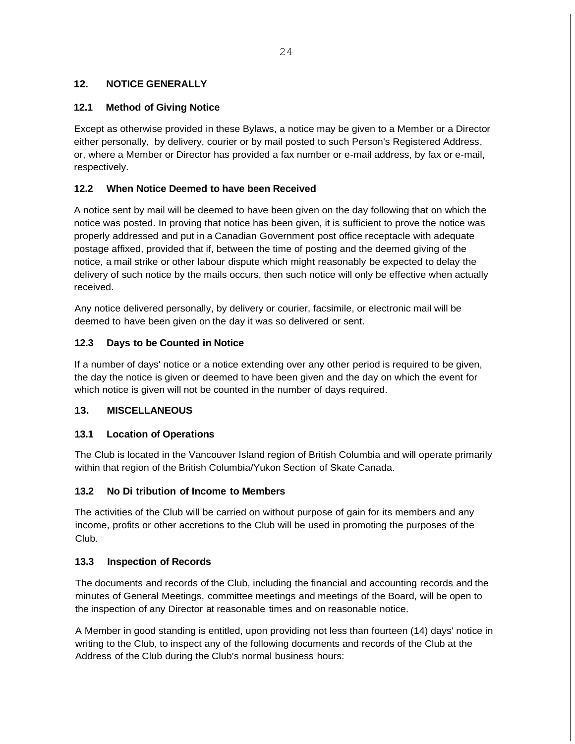## 12. NOTICE GENERALLY

### 12.1 Method of Giving Notice

Except as otherwise provided in these Bylaws, a notice may be given to a Member or a Director either personally, by delivery, courier or by mail posted to such Person's Registered Address, or, where a Member or Director has provided a fax number or e-mail address, by fax or e-mail, respectively.

### 12.2 When Notice Deemed to have been Received

A notice sent by mail will be deemed to have been given on the day following that on which the notice was posted. In proving that notice has been given, it is sufficient to prove the notice was properly addressed and put in a Canadian Government post office receptacle with adequate postage affixed, provided that if, between the time of posting and the deemed giving of the notice, a mail strike or other labour dispute which might reasonably be expected to delay the delivery of such notice by the mails occurs, then such notice will only be effective when actually received.

Any notice delivered personally, by delivery or courier, facsimile, or electronic mail will be deemed to have been given on the day it was so delivered or sent.

### 12.3 Days to be Counted in Notice

If a number of days' notice or a notice extending over any other period is required to be given, the day the notice is given or deemed to have been given and the day on which the event for which notice is given will not be counted in the number of days required.

## 13. MISCELLANEOUS

### 13.1 Location of Operations

The Club is located in the Vancouver Island region of British Columbia and will operate primarily within that region of the British Columbia/Yukon Section of Skate Canada.

### 13.2 No Di tribution of Income to Members

The activities of the Club will be carried on without purpose of gain for its members and any income, profits or other accretions to the Club will be used in promoting the purposes of the Club.

### 13.3 Inspection of Records

The documents and records of the Club, including the financial and accounting records and the minutes of General Meetings, committee meetings and meetings of the Board, will be open to the inspection of any Director at reasonable times and on reasonable notice.

A Member in good standing is entitled, upon providing not less than fourteen (14) days' notice in writing to the Club, to inspect any of the following documents and records of the Club at the Address of the Club during the Club's normal business hours: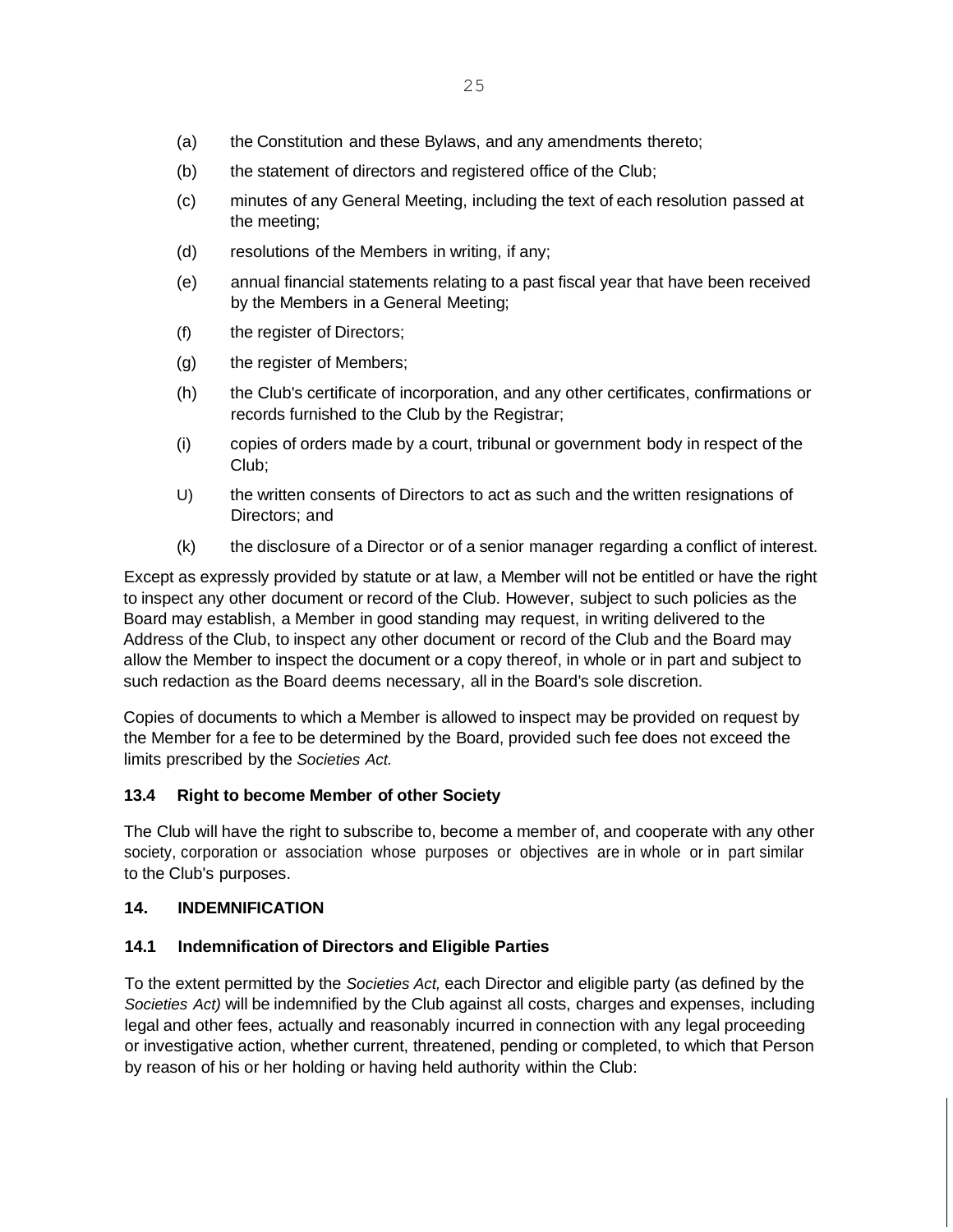(a) the Constitution and these Bylaws, and any amendments thereto;

(b) the statement of directors and registered office of the Club;

(c) minutes of any General Meeting, including the text of each resolution passed at the meeting;

(d) resolutions of the Members in writing, if any;

(e) annual financial statements relating to a past fiscal year that have been received by the Members in a General Meeting;

(f) the register of Directors;

(g) the register of Members;

(h) the Club's certificate of incorporation, and any other certificates, confirmations or records furnished to the Club by the Registrar;

(i) copies of orders made by a court, tribunal or government body in respect of the Club;

U) the written consents of Directors to act as such and the written resignations of Directors; and

(k) the disclosure of a Director or of a senior manager regarding a conflict of interest.

Except as expressly provided by statute or at law, a Member will not be entitled or have the right to inspect any other document or record of the Club. However, subject to such policies as the Board may establish, a Member in good standing may request, in writing delivered to the Address of the Club, to inspect any other document or record of the Club and the Board may allow the Member to inspect the document or a copy thereof, in whole or in part and subject to such redaction as the Board deems necessary, all in the Board's sole discretion.

Copies of documents to which a Member is allowed to inspect may be provided on request by the Member for a fee to be determined by the Board, provided such fee does not exceed the limits prescribed by the *Societies Act.*

### 13.4 Right to become Member of other Society

The Club will have the right to subscribe to, become a member of, and cooperate with any other society, corporation or association whose purposes or objectives are in whole or in part similar to the Club's purposes.

## 14. INDEMNIFICATION

### 14.1 Indemnification of Directors and Eligible Parties

To the extent permitted by the *Societies Act,* each Director and eligible party (as defined by the *Societies Act)* will be indemnified by the Club against all costs, charges and expenses, including legal and other fees, actually and reasonably incurred in connection with any legal proceeding or investigative action, whether current, threatened, pending or completed, to which that Person by reason of his or her holding or having held authority within the Club: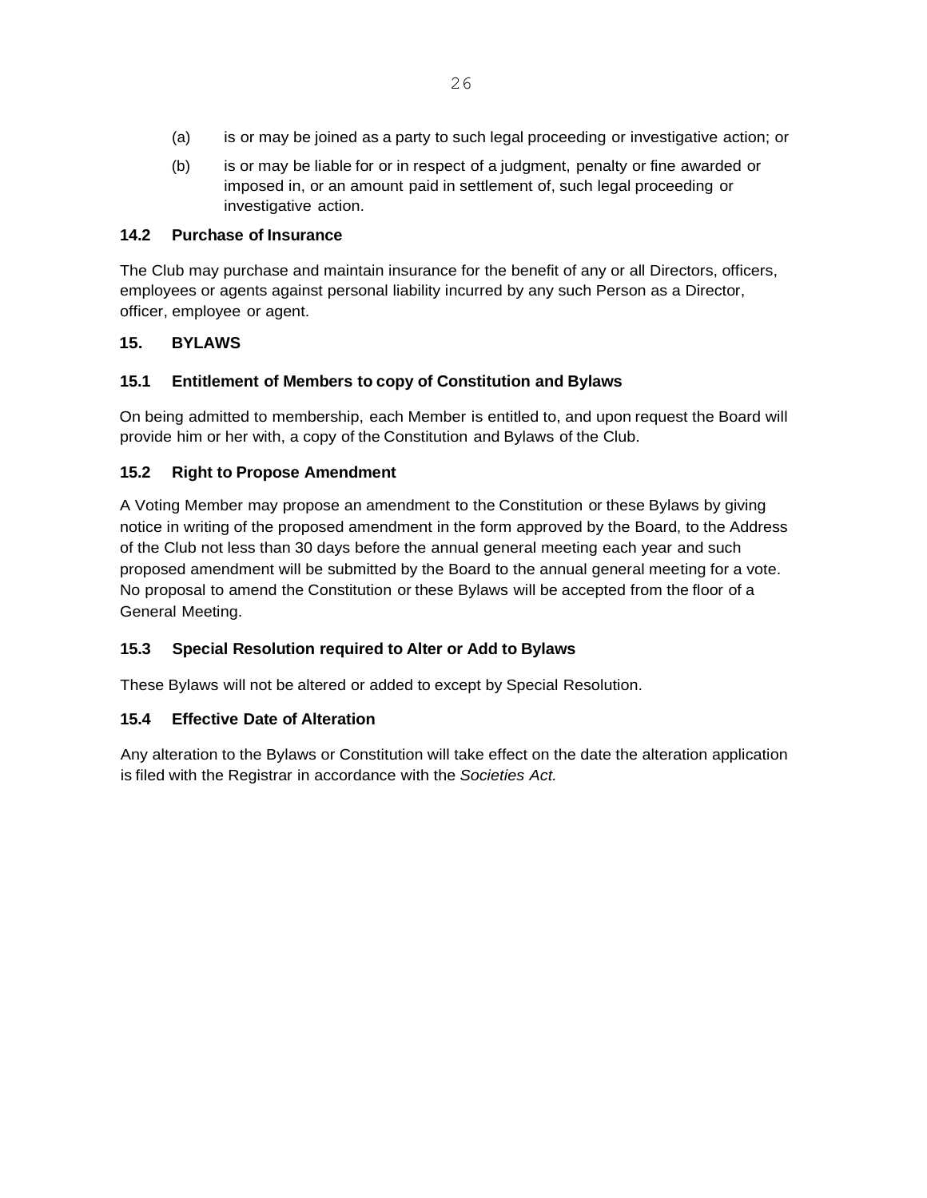(a) is or may be joined as a party to such legal proceeding or investigative action; or

(b) is or may be liable for or in respect of a judgment, penalty or fine awarded or imposed in, or an amount paid in settlement of, such legal proceeding or investigative action.

### 14.2 Purchase of Insurance

The Club may purchase and maintain insurance for the benefit of any or all Directors, officers, employees or agents against personal liability incurred by any such Person as a Director, officer, employee or agent.

## 15. BYLAWS

### 15.1 Entitlement of Members to copy of Constitution and Bylaws

On being admitted to membership, each Member is entitled to, and upon request the Board will provide him or her with, a copy of the Constitution and Bylaws of the Club.

### 15.2 Right to Propose Amendment

A Voting Member may propose an amendment to the Constitution or these Bylaws by giving notice in writing of the proposed amendment in the form approved by the Board, to the Address of the Club not less than 30 days before the annual general meeting each year and such proposed amendment will be submitted by the Board to the annual general meeting for a vote. No proposal to amend the Constitution or these Bylaws will be accepted from the floor of a General Meeting.

### 15.3 Special Resolution required to Alter or Add to Bylaws

These Bylaws will not be altered or added to except by Special Resolution.

### 15.4 Effective Date of Alteration

Any alteration to the Bylaws or Constitution will take effect on the date the alteration application is filed with the Registrar in accordance with the *Societies Act.*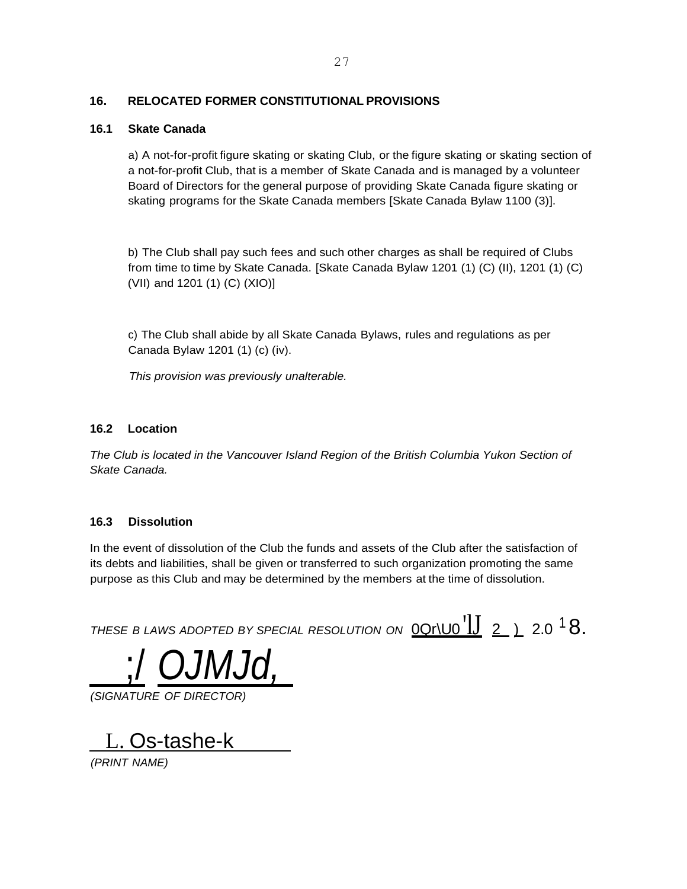## 16. RELOCATED FORMER CONSTITUTIONAL PROVISIONS

### 16.1 Skate Canada

a) A not-for-profit figure skating or skating Club, or the figure skating or skating section of a not-for-profit Club, that is a member of Skate Canada and is managed by a volunteer Board of Directors for the general purpose of providing Skate Canada figure skating or skating programs for the Skate Canada members [Skate Canada Bylaw 1100 (3)].

b) The Club shall pay such fees and such other charges as shall be required of Clubs from time to time by Skate Canada. [Skate Canada Bylaw 1201 (1) (C) (II), 1201 (1) (C) (VII) and 1201 (1) (C) (XIO)]

c) The Club shall abide by all Skate Canada Bylaws, rules and regulations as per Canada Bylaw 1201 (1) (c) (iv).

*This provision was previously unalterable.*

### 16.2 Location

*The Club is located in the Vancouver Island Region of the British Columbia Yukon Section of Skate Canada.*

### 16.3 Dissolution

In the event of dissolution of the Club the funds and assets of the Club after the satisfaction of its debts and liabilities, shall be given or transferred to such organization promoting the same purpose as this Club and may be determined by the members at the time of dissolution.

*THESE B LAWS ADOPTED BY SPECIAL RESOLUTION ON* 0Qr\U0'lJ 2 ) 2.0 18.

;/ OJMJd,

*(SIGNATURE OF DIRECTOR)*

L. Os-tashe-k

*(PRINT NAME)*